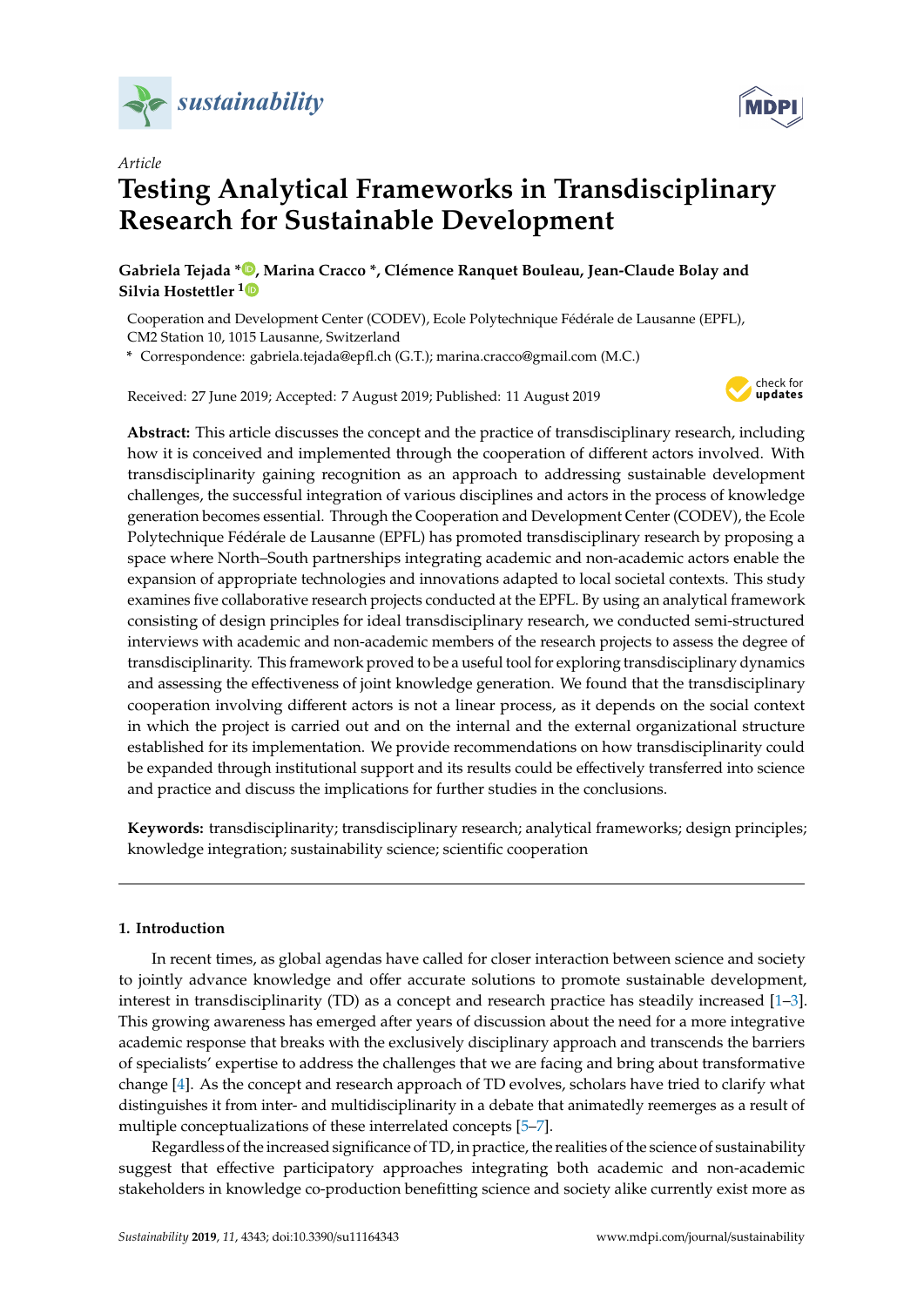*Article*

# Testing Analytical Frameworks in Transdisciplinary Research for Sustainable Development

**Gabriela Tejada \*, Marina Cracco \*, Clémence Ranquet Bouleau, Jean-Claude Bolay and Silvia Hostettler [1]**

Cooperation and Development Center (CODEV), Ecole Polytechnique Fédérale de Lausanne (EPFL), CM2 Station 10, 1015 Lausanne, Switzerland

\* Correspondence: gabriela.tejada@epfl.ch (G.T.); marina.cracco@gmail.com (M.C.)

Received: 27 June 2019; Accepted: 7 August 2019; Published: 11 August 2019

**Abstract:** This article discusses the concept and the practice of transdisciplinary research, including how it is conceived and implemented through the cooperation of different actors involved. With transdisciplinarity gaining recognition as an approach to addressing sustainable development challenges, the successful integration of various disciplines and actors in the process of knowledge generation becomes essential. Through the Cooperation and Development Center (CODEV), the Ecole Polytechnique Fédérale de Lausanne (EPFL) has promoted transdisciplinary research by proposing a space where North–South partnerships integrating academic and non-academic actors enable the expansion of appropriate technologies and innovations adapted to local societal contexts. This study examines five collaborative research projects conducted at the EPFL. By using an analytical framework consisting of design principles for ideal transdisciplinary research, we conducted semi-structured interviews with academic and non-academic members of the research projects to assess the degree of transdisciplinarity. This framework proved to be a useful tool for exploring transdisciplinary dynamics and assessing the effectiveness of joint knowledge generation. We found that the transdisciplinary cooperation involving different actors is not a linear process, as it depends on the social context in which the project is carried out and on the internal and the external organizational structure established for its implementation. We provide recommendations on how transdisciplinarity could be expanded through institutional support and its results could be effectively transferred into science and practice and discuss the implications for further studies in the conclusions.

**Keywords:** transdisciplinarity; transdisciplinary research; analytical frameworks; design principles; knowledge integration; sustainability science; scientific cooperation

## 1. Introduction

In recent times, as global agendas have called for closer interaction between science and society to jointly advance knowledge and offer accurate solutions to promote sustainable development, interest in transdisciplinarity (TD) as a concept and research practice has steadily increased [1–3]. This growing awareness has emerged after years of discussion about the need for a more integrative academic response that breaks with the exclusively disciplinary approach and transcends the barriers of specialists' expertise to address the challenges that we are facing and bring about transformative change [4]. As the concept and research approach of TD evolves, scholars have tried to clarify what distinguishes it from inter- and multidisciplinarity in a debate that animatedly reemerges as a result of multiple conceptualizations of these interrelated concepts [5–7].

Regardless of the increased significance of TD, in practice, the realities of the science of sustainability suggest that effective participatory approaches integrating both academic and non-academic stakeholders in knowledge co-production benefitting science and society alike currently exist more as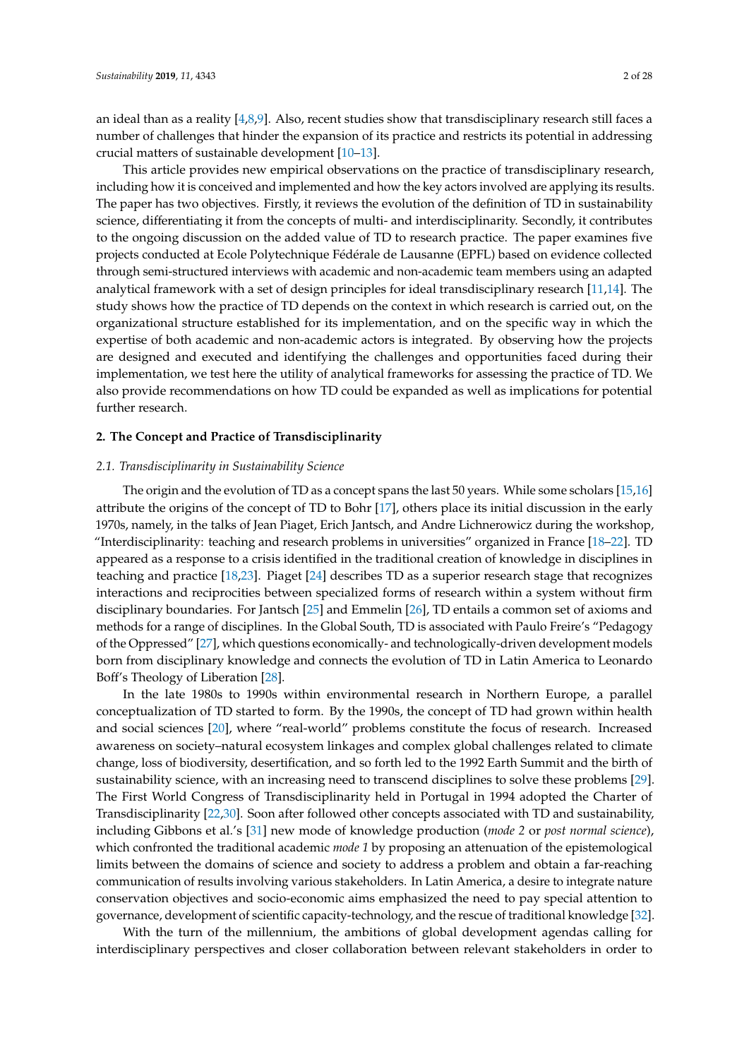an ideal than as a reality [4,8,9]. Also, recent studies show that transdisciplinary research still faces a number of challenges that hinder the expansion of its practice and restricts its potential in addressing crucial matters of sustainable development [10–13].

This article provides new empirical observations on the practice of transdisciplinary research, including how it is conceived and implemented and how the key actors involved are applying its results. The paper has two objectives. Firstly, it reviews the evolution of the definition of TD in sustainability science, differentiating it from the concepts of multi- and interdisciplinarity. Secondly, it contributes to the ongoing discussion on the added value of TD to research practice. The paper examines five projects conducted at Ecole Polytechnique Fédérale de Lausanne (EPFL) based on evidence collected through semi-structured interviews with academic and non-academic team members using an adapted analytical framework with a set of design principles for ideal transdisciplinary research [11,14]. The study shows how the practice of TD depends on the context in which research is carried out, on the organizational structure established for its implementation, and on the specific way in which the expertise of both academic and non-academic actors is integrated. By observing how the projects are designed and executed and identifying the challenges and opportunities faced during their implementation, we test here the utility of analytical frameworks for assessing the practice of TD. We also provide recommendations on how TD could be expanded as well as implications for potential further research.

## 2. The Concept and Practice of Transdisciplinarity

### 2.1. Transdisciplinarity in Sustainability Science

The origin and the evolution of TD as a concept spans the last 50 years. While some scholars [15,16] attribute the origins of the concept of TD to Bohr [17], others place its initial discussion in the early 1970s, namely, in the talks of Jean Piaget, Erich Jantsch, and Andre Lichnerowicz during the workshop, "Interdisciplinarity: teaching and research problems in universities" organized in France [18–22]. TD appeared as a response to a crisis identified in the traditional creation of knowledge in disciplines in teaching and practice [18,23]. Piaget [24] describes TD as a superior research stage that recognizes interactions and reciprocities between specialized forms of research within a system without firm disciplinary boundaries. For Jantsch [25] and Emmelin [26], TD entails a common set of axioms and methods for a range of disciplines. In the Global South, TD is associated with Paulo Freire's "Pedagogy of the Oppressed" [27], which questions economically- and technologically-driven development models born from disciplinary knowledge and connects the evolution of TD in Latin America to Leonardo Boff's Theology of Liberation [28].

In the late 1980s to 1990s within environmental research in Northern Europe, a parallel conceptualization of TD started to form. By the 1990s, the concept of TD had grown within health and social sciences [20], where "real-world" problems constitute the focus of research. Increased awareness on society–natural ecosystem linkages and complex global challenges related to climate change, loss of biodiversity, desertification, and so forth led to the 1992 Earth Summit and the birth of sustainability science, with an increasing need to transcend disciplines to solve these problems [29]. The First World Congress of Transdisciplinarity held in Portugal in 1994 adopted the Charter of Transdisciplinarity [22,30]. Soon after followed other concepts associated with TD and sustainability, including Gibbons et al.'s [31] new mode of knowledge production (*mode 2* or *post normal science*), which confronted the traditional academic *mode 1* by proposing an attenuation of the epistemological limits between the domains of science and society to address a problem and obtain a far-reaching communication of results involving various stakeholders. In Latin America, a desire to integrate nature conservation objectives and socio-economic aims emphasized the need to pay special attention to governance, development of scientific capacity-technology, and the rescue of traditional knowledge [32].

With the turn of the millennium, the ambitions of global development agendas calling for interdisciplinary perspectives and closer collaboration between relevant stakeholders in order to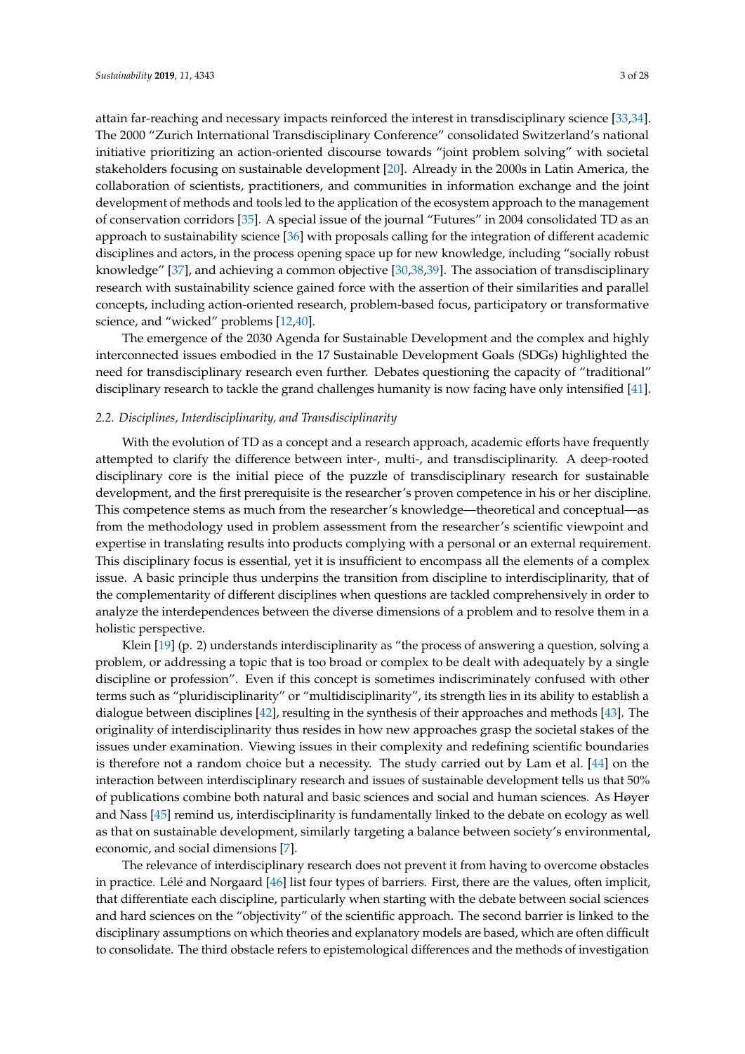attain far-reaching and necessary impacts reinforced the interest in transdisciplinary science [33,34]. The 2000 "Zurich International Transdisciplinary Conference" consolidated Switzerland's national initiative prioritizing an action-oriented discourse towards "joint problem solving" with societal stakeholders focusing on sustainable development [20]. Already in the 2000s in Latin America, the collaboration of scientists, practitioners, and communities in information exchange and the joint development of methods and tools led to the application of the ecosystem approach to the management of conservation corridors [35]. A special issue of the journal "Futures" in 2004 consolidated TD as an approach to sustainability science [36] with proposals calling for the integration of different academic disciplines and actors, in the process opening space up for new knowledge, including "socially robust knowledge" [37], and achieving a common objective [30,38,39]. The association of transdisciplinary research with sustainability science gained force with the assertion of their similarities and parallel concepts, including action-oriented research, problem-based focus, participatory or transformative science, and "wicked" problems [12,40].

The emergence of the 2030 Agenda for Sustainable Development and the complex and highly interconnected issues embodied in the 17 Sustainable Development Goals (SDGs) highlighted the need for transdisciplinary research even further. Debates questioning the capacity of "traditional" disciplinary research to tackle the grand challenges humanity is now facing have only intensified [41].

### *2.2. Disciplines, Interdisciplinarity, and Transdisciplinarity*

With the evolution of TD as a concept and a research approach, academic efforts have frequently attempted to clarify the difference between inter-, multi-, and transdisciplinarity. A deep-rooted disciplinary core is the initial piece of the puzzle of transdisciplinary research for sustainable development, and the first prerequisite is the researcher's proven competence in his or her discipline. This competence stems as much from the researcher's knowledge—theoretical and conceptual—as from the methodology used in problem assessment from the researcher's scientific viewpoint and expertise in translating results into products complying with a personal or an external requirement. This disciplinary focus is essential, yet it is insufficient to encompass all the elements of a complex issue. A basic principle thus underpins the transition from discipline to interdisciplinarity, that of the complementarity of different disciplines when questions are tackled comprehensively in order to analyze the interdependences between the diverse dimensions of a problem and to resolve them in a holistic perspective.

Klein [19] (p. 2) understands interdisciplinarity as "the process of answering a question, solving a problem, or addressing a topic that is too broad or complex to be dealt with adequately by a single discipline or profession". Even if this concept is sometimes indiscriminately confused with other terms such as "pluridisciplinarity" or "multidisciplinarity", its strength lies in its ability to establish a dialogue between disciplines [42], resulting in the synthesis of their approaches and methods [43]. The originality of interdisciplinarity thus resides in how new approaches grasp the societal stakes of the issues under examination. Viewing issues in their complexity and redefining scientific boundaries is therefore not a random choice but a necessity. The study carried out by Lam et al. [44] on the interaction between interdisciplinary research and issues of sustainable development tells us that 50% of publications combine both natural and basic sciences and social and human sciences. As Høyer and Nass [45] remind us, interdisciplinarity is fundamentally linked to the debate on ecology as well as that on sustainable development, similarly targeting a balance between society's environmental, economic, and social dimensions [7].

The relevance of interdisciplinary research does not prevent it from having to overcome obstacles in practice. Lélé and Norgaard [46] list four types of barriers. First, there are the values, often implicit, that differentiate each discipline, particularly when starting with the debate between social sciences and hard sciences on the "objectivity" of the scientific approach. The second barrier is linked to the disciplinary assumptions on which theories and explanatory models are based, which are often difficult to consolidate. The third obstacle refers to epistemological differences and the methods of investigation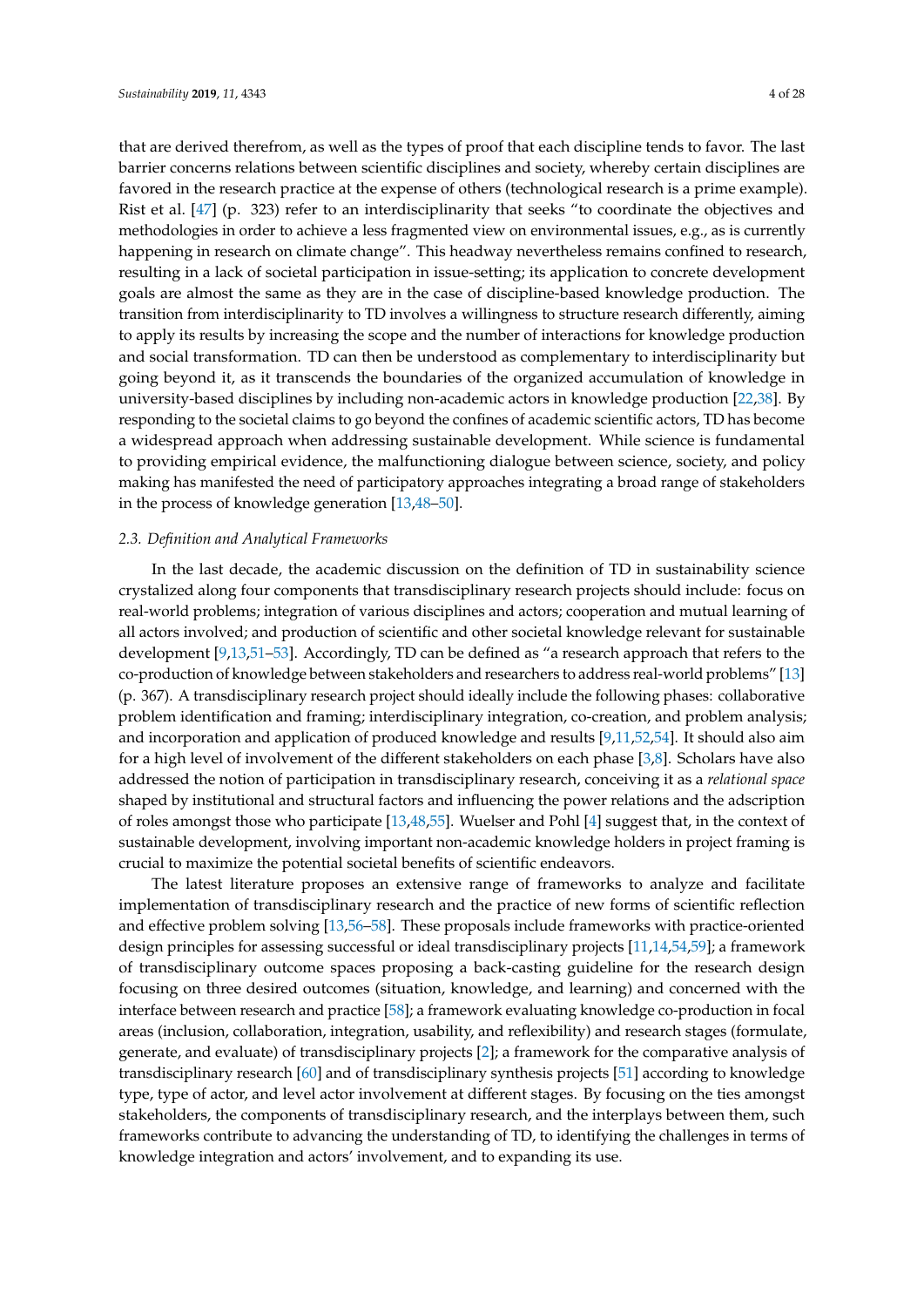that are derived therefrom, as well as the types of proof that each discipline tends to favor. The last barrier concerns relations between scientific disciplines and society, whereby certain disciplines are favored in the research practice at the expense of others (technological research is a prime example). Rist et al. [47] (p. 323) refer to an interdisciplinarity that seeks "to coordinate the objectives and methodologies in order to achieve a less fragmented view on environmental issues, e.g., as is currently happening in research on climate change". This headway nevertheless remains confined to research, resulting in a lack of societal participation in issue-setting; its application to concrete development goals are almost the same as they are in the case of discipline-based knowledge production. The transition from interdisciplinarity to TD involves a willingness to structure research differently, aiming to apply its results by increasing the scope and the number of interactions for knowledge production and social transformation. TD can then be understood as complementary to interdisciplinarity but going beyond it, as it transcends the boundaries of the organized accumulation of knowledge in university-based disciplines by including non-academic actors in knowledge production [22,38]. By responding to the societal claims to go beyond the confines of academic scientific actors, TD has become a widespread approach when addressing sustainable development. While science is fundamental to providing empirical evidence, the malfunctioning dialogue between science, society, and policy making has manifested the need of participatory approaches integrating a broad range of stakeholders in the process of knowledge generation [13,48–50].

### 2.3. Definition and Analytical Frameworks

In the last decade, the academic discussion on the definition of TD in sustainability science crystalized along four components that transdisciplinary research projects should include: focus on real-world problems; integration of various disciplines and actors; cooperation and mutual learning of all actors involved; and production of scientific and other societal knowledge relevant for sustainable development [9,13,51–53]. Accordingly, TD can be defined as "a research approach that refers to the co-production of knowledge between stakeholders and researchers to address real-world problems" [13] (p. 367). A transdisciplinary research project should ideally include the following phases: collaborative problem identification and framing; interdisciplinary integration, co-creation, and problem analysis; and incorporation and application of produced knowledge and results [9,11,52,54]. It should also aim for a high level of involvement of the different stakeholders on each phase [3,8]. Scholars have also addressed the notion of participation in transdisciplinary research, conceiving it as a *relational space* shaped by institutional and structural factors and influencing the power relations and the adscription of roles amongst those who participate [13,48,55]. Wuelser and Pohl [4] suggest that, in the context of sustainable development, involving important non-academic knowledge holders in project framing is crucial to maximize the potential societal benefits of scientific endeavors.

The latest literature proposes an extensive range of frameworks to analyze and facilitate implementation of transdisciplinary research and the practice of new forms of scientific reflection and effective problem solving [13,56–58]. These proposals include frameworks with practice-oriented design principles for assessing successful or ideal transdisciplinary projects [11,14,54,59]; a framework of transdisciplinary outcome spaces proposing a back-casting guideline for the research design focusing on three desired outcomes (situation, knowledge, and learning) and concerned with the interface between research and practice [58]; a framework evaluating knowledge co-production in focal areas (inclusion, collaboration, integration, usability, and reflexibility) and research stages (formulate, generate, and evaluate) of transdisciplinary projects [2]; a framework for the comparative analysis of transdisciplinary research [60] and of transdisciplinary synthesis projects [51] according to knowledge type, type of actor, and level actor involvement at different stages. By focusing on the ties amongst stakeholders, the components of transdisciplinary research, and the interplays between them, such frameworks contribute to advancing the understanding of TD, to identifying the challenges in terms of knowledge integration and actors' involvement, and to expanding its use.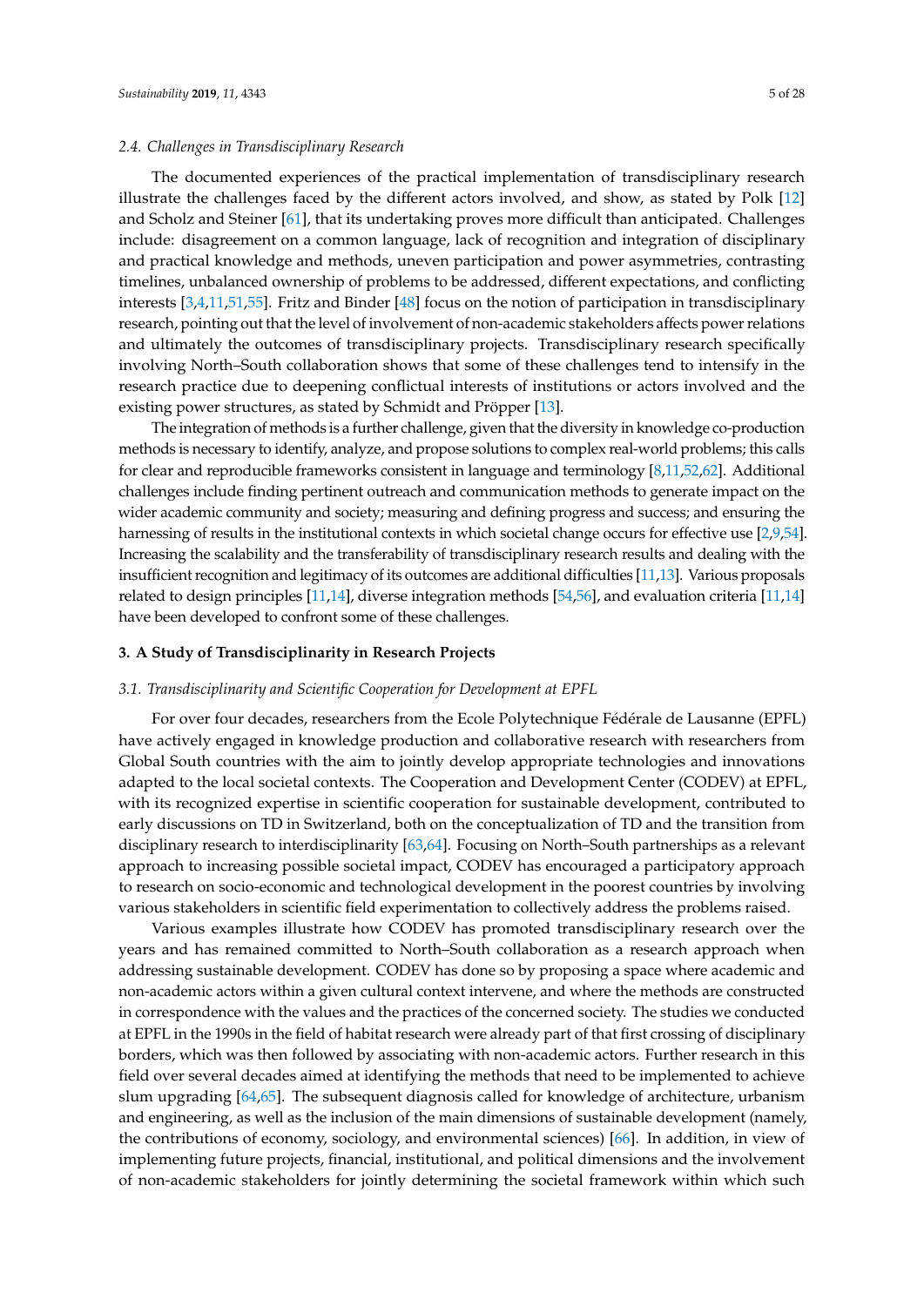### 2.4. Challenges in Transdisciplinary Research

The documented experiences of the practical implementation of transdisciplinary research illustrate the challenges faced by the different actors involved, and show, as stated by Polk [12] and Scholz and Steiner [61], that its undertaking proves more difficult than anticipated. Challenges include: disagreement on a common language, lack of recognition and integration of disciplinary and practical knowledge and methods, uneven participation and power asymmetries, contrasting timelines, unbalanced ownership of problems to be addressed, different expectations, and conflicting interests [3,4,11,51,55]. Fritz and Binder [48] focus on the notion of participation in transdisciplinary research, pointing out that the level of involvement of non-academic stakeholders affects power relations and ultimately the outcomes of transdisciplinary projects. Transdisciplinary research specifically involving North–South collaboration shows that some of these challenges tend to intensify in the research practice due to deepening conflictual interests of institutions or actors involved and the existing power structures, as stated by Schmidt and Pröpper [13].

The integration of methods is a further challenge, given that the diversity in knowledge co-production methods is necessary to identify, analyze, and propose solutions to complex real-world problems; this calls for clear and reproducible frameworks consistent in language and terminology [8,11,52,62]. Additional challenges include finding pertinent outreach and communication methods to generate impact on the wider academic community and society; measuring and defining progress and success; and ensuring the harnessing of results in the institutional contexts in which societal change occurs for effective use [2,9,54]. Increasing the scalability and the transferability of transdisciplinary research results and dealing with the insufficient recognition and legitimacy of its outcomes are additional difficulties [11,13]. Various proposals related to design principles [11,14], diverse integration methods [54,56], and evaluation criteria [11,14] have been developed to confront some of these challenges.

## 3. A Study of Transdisciplinarity in Research Projects

### 3.1. Transdisciplinarity and Scientific Cooperation for Development at EPFL

For over four decades, researchers from the Ecole Polytechnique Fédérale de Lausanne (EPFL) have actively engaged in knowledge production and collaborative research with researchers from Global South countries with the aim to jointly develop appropriate technologies and innovations adapted to the local societal contexts. The Cooperation and Development Center (CODEV) at EPFL, with its recognized expertise in scientific cooperation for sustainable development, contributed to early discussions on TD in Switzerland, both on the conceptualization of TD and the transition from disciplinary research to interdisciplinarity [63,64]. Focusing on North–South partnerships as a relevant approach to increasing possible societal impact, CODEV has encouraged a participatory approach to research on socio-economic and technological development in the poorest countries by involving various stakeholders in scientific field experimentation to collectively address the problems raised.

Various examples illustrate how CODEV has promoted transdisciplinary research over the years and has remained committed to North–South collaboration as a research approach when addressing sustainable development. CODEV has done so by proposing a space where academic and non-academic actors within a given cultural context intervene, and where the methods are constructed in correspondence with the values and the practices of the concerned society. The studies we conducted at EPFL in the 1990s in the field of habitat research were already part of that first crossing of disciplinary borders, which was then followed by associating with non-academic actors. Further research in this field over several decades aimed at identifying the methods that need to be implemented to achieve slum upgrading [64,65]. The subsequent diagnosis called for knowledge of architecture, urbanism and engineering, as well as the inclusion of the main dimensions of sustainable development (namely, the contributions of economy, sociology, and environmental sciences) [66]. In addition, in view of implementing future projects, financial, institutional, and political dimensions and the involvement of non-academic stakeholders for jointly determining the societal framework within which such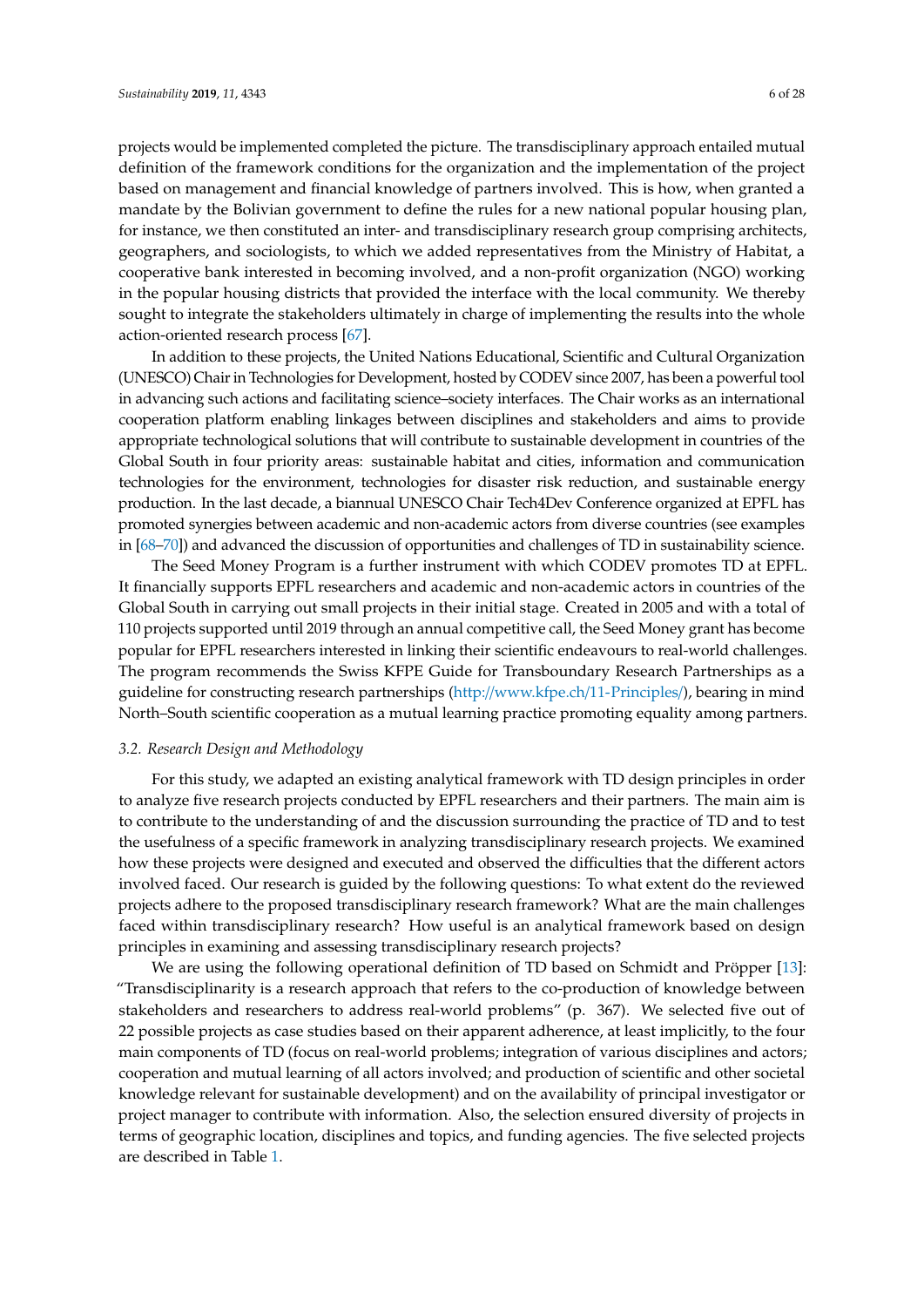projects would be implemented completed the picture. The transdisciplinary approach entailed mutual definition of the framework conditions for the organization and the implementation of the project based on management and financial knowledge of partners involved. This is how, when granted a mandate by the Bolivian government to define the rules for a new national popular housing plan, for instance, we then constituted an inter- and transdisciplinary research group comprising architects, geographers, and sociologists, to which we added representatives from the Ministry of Habitat, a cooperative bank interested in becoming involved, and a non-profit organization (NGO) working in the popular housing districts that provided the interface with the local community. We thereby sought to integrate the stakeholders ultimately in charge of implementing the results into the whole action-oriented research process [67].

In addition to these projects, the United Nations Educational, Scientific and Cultural Organization (UNESCO) Chair in Technologies for Development, hosted by CODEV since 2007, has been a powerful tool in advancing such actions and facilitating science–society interfaces. The Chair works as an international cooperation platform enabling linkages between disciplines and stakeholders and aims to provide appropriate technological solutions that will contribute to sustainable development in countries of the Global South in four priority areas: sustainable habitat and cities, information and communication technologies for the environment, technologies for disaster risk reduction, and sustainable energy production. In the last decade, a biannual UNESCO Chair Tech4Dev Conference organized at EPFL has promoted synergies between academic and non-academic actors from diverse countries (see examples in [68–70]) and advanced the discussion of opportunities and challenges of TD in sustainability science.

The Seed Money Program is a further instrument with which CODEV promotes TD at EPFL. It financially supports EPFL researchers and academic and non-academic actors in countries of the Global South in carrying out small projects in their initial stage. Created in 2005 and with a total of 110 projects supported until 2019 through an annual competitive call, the Seed Money grant has become popular for EPFL researchers interested in linking their scientific endeavours to real-world challenges. The program recommends the Swiss KFPE Guide for Transboundary Research Partnerships as a guideline for constructing research partnerships (http://www.kfpe.ch/11-Principles/), bearing in mind North–South scientific cooperation as a mutual learning practice promoting equality among partners.

### 3.2. Research Design and Methodology

For this study, we adapted an existing analytical framework with TD design principles in order to analyze five research projects conducted by EPFL researchers and their partners. The main aim is to contribute to the understanding of and the discussion surrounding the practice of TD and to test the usefulness of a specific framework in analyzing transdisciplinary research projects. We examined how these projects were designed and executed and observed the difficulties that the different actors involved faced. Our research is guided by the following questions: To what extent do the reviewed projects adhere to the proposed transdisciplinary research framework? What are the main challenges faced within transdisciplinary research? How useful is an analytical framework based on design principles in examining and assessing transdisciplinary research projects?

We are using the following operational definition of TD based on Schmidt and Pröpper [13]: "Transdisciplinarity is a research approach that refers to the co-production of knowledge between stakeholders and researchers to address real-world problems" (p. 367). We selected five out of 22 possible projects as case studies based on their apparent adherence, at least implicitly, to the four main components of TD (focus on real-world problems; integration of various disciplines and actors; cooperation and mutual learning of all actors involved; and production of scientific and other societal knowledge relevant for sustainable development) and on the availability of principal investigator or project manager to contribute with information. Also, the selection ensured diversity of projects in terms of geographic location, disciplines and topics, and funding agencies. The five selected projects are described in Table 1.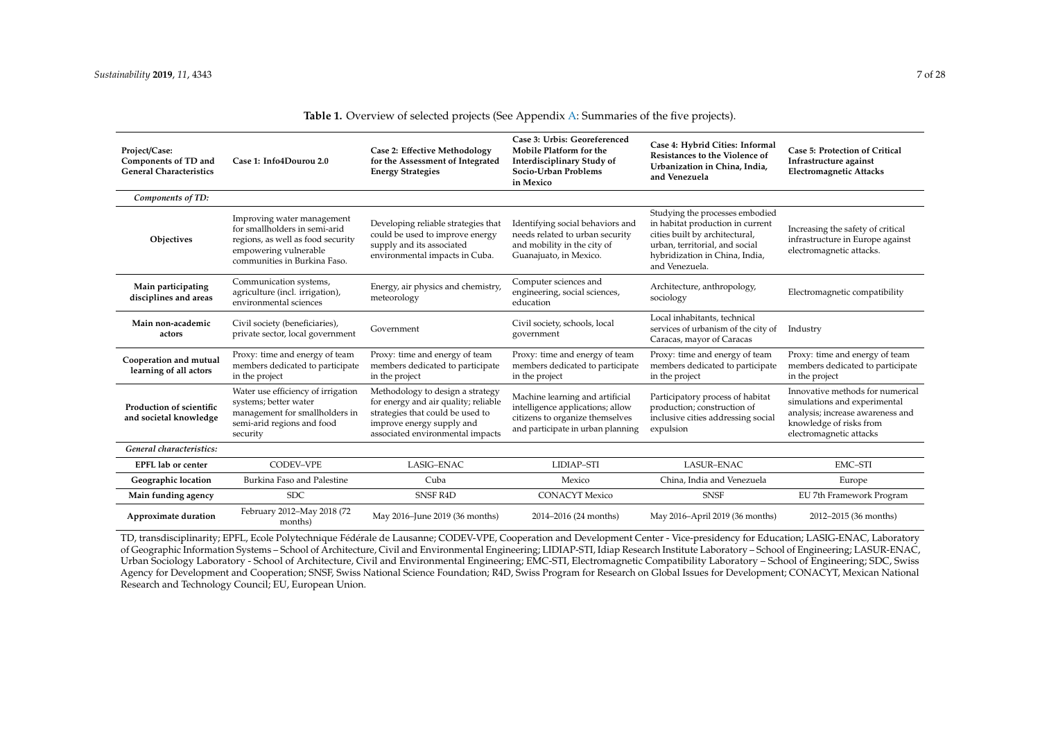**Table 1.** Overview of selected projects (See Appendix A: Summaries of the five projects).

| Project/Case: Components of TD and General Characteristics | Case 1: Info4Dourou 2.0 | Case 2: Effective Methodology for the Assessment of Integrated Energy Strategies | Case 3: Urbis: Georeferenced Mobile Platform for the Interdisciplinary Study of Socio-Urban Problems in Mexico | Case 4: Hybrid Cities: Informal Resistances to the Violence of Urbanization in China, India, and Venezuela | Case 5: Protection of Critical Infrastructure against Electromagnetic Attacks |
|---|---|---|---|---|---|
| *Components of TD:* | | | | | |
| **Objectives** | Improving water management for smallholders in semi-arid regions, as well as food security empowering vulnerable communities in Burkina Faso. | Developing reliable strategies that could be used to improve energy supply and its associated environmental impacts in Cuba. | Identifying social behaviors and needs related to urban security and mobility in the city of Guanajuato, in Mexico. | Studying the processes embodied in habitat production in current cities built by architectural, urban, territorial, and social hybridization in China, India, and Venezuela. | Increasing the safety of critical infrastructure in Europe against electromagnetic attacks. |
| **Main participating disciplines and areas** | Communication systems, agriculture (incl. irrigation), environmental sciences | Energy, air physics and chemistry, meteorology | Computer sciences and engineering, social sciences, education | Architecture, anthropology, sociology | Electromagnetic compatibility |
| **Main non-academic actors** | Civil society (beneficiaries), private sector, local government | Government | Civil society, schools, local government | Local inhabitants, technical services of urbanism of the city of Caracas, mayor of Caracas | Industry |
| **Cooperation and mutual learning of all actors** | Proxy: time and energy of team members dedicated to participate in the project | Proxy: time and energy of team members dedicated to participate in the project | Proxy: time and energy of team members dedicated to participate in the project | Proxy: time and energy of team members dedicated to participate in the project | Proxy: time and energy of team members dedicated to participate in the project |
| **Production of scientific and societal knowledge** | Water use efficiency of irrigation systems; better water management for smallholders in semi-arid regions and food security | Methodology to design a strategy for energy and air quality; reliable strategies that could be used to improve energy supply and associated environmental impacts | Machine learning and artificial intelligence applications; allow citizens to organize themselves and participate in urban planning | Participatory process of habitat production; construction of inclusive cities addressing social expulsion | Innovative methods for numerical simulations and experimental analysis; increase awareness and knowledge of risks from electromagnetic attacks |
| *General characteristics:* | | | | | |
| **EPFL lab or center** | CODEV–VPE | LASIG–ENAC | LIDIAP–STI | LASUR–ENAC | EMC–STI |
| **Geographic location** | Burkina Faso and Palestine | Cuba | Mexico | China, India and Venezuela | Europe |
| **Main funding agency** | SDC | SNSF R4D | CONACYT Mexico | SNSF | EU 7th Framework Program |
| **Approximate duration** | February 2012–May 2018 (72 months) | May 2016–June 2019 (36 months) | 2014–2016 (24 months) | May 2016–April 2019 (36 months) | 2012–2015 (36 months) |

TD, transdisciplinarity; EPFL, Ecole Polytechnique Fédérale de Lausanne; CODEV-VPE, Cooperation and Development Center - Vice-presidency for Education; LASIG-ENAC, Laboratory of Geographic Information Systems – School of Architecture, Civil and Environmental Engineering; LIDIAP-STI, Idiap Research Institute Laboratory – School of Engineering; LASUR-ENAC, Urban Sociology Laboratory - School of Architecture, Civil and Environmental Engineering; EMC-STI, Electromagnetic Compatibility Laboratory – School of Engineering; SDC, Swiss Agency for Development and Cooperation; SNSF, Swiss National Science Foundation; R4D, Swiss Program for Research on Global Issues for Development; CONACYT, Mexican National Research and Technology Council; EU, European Union.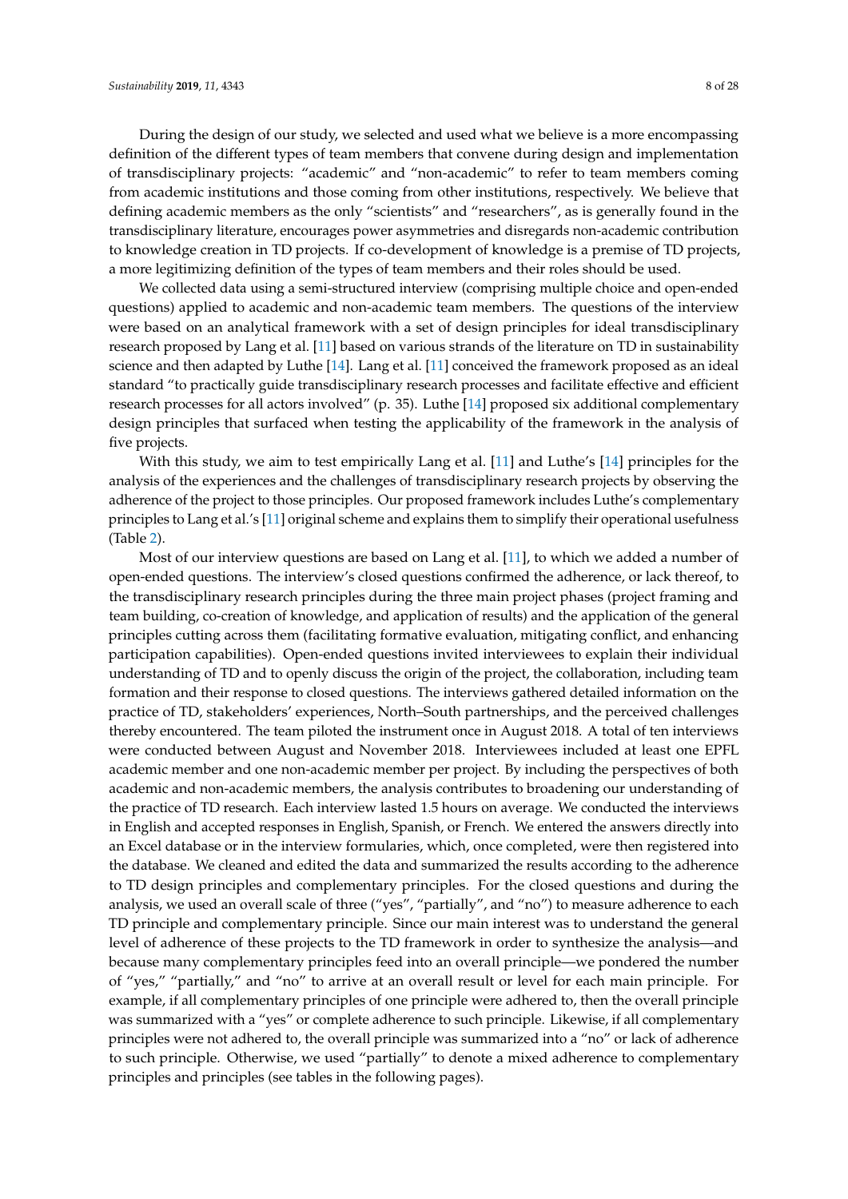During the design of our study, we selected and used what we believe is a more encompassing definition of the different types of team members that convene during design and implementation of transdisciplinary projects: "academic" and "non-academic" to refer to team members coming from academic institutions and those coming from other institutions, respectively. We believe that defining academic members as the only "scientists" and "researchers", as is generally found in the transdisciplinary literature, encourages power asymmetries and disregards non-academic contribution to knowledge creation in TD projects. If co-development of knowledge is a premise of TD projects, a more legitimizing definition of the types of team members and their roles should be used.

We collected data using a semi-structured interview (comprising multiple choice and open-ended questions) applied to academic and non-academic team members. The questions of the interview were based on an analytical framework with a set of design principles for ideal transdisciplinary research proposed by Lang et al. [11] based on various strands of the literature on TD in sustainability science and then adapted by Luthe [14]. Lang et al. [11] conceived the framework proposed as an ideal standard "to practically guide transdisciplinary research processes and facilitate effective and efficient research processes for all actors involved" (p. 35). Luthe [14] proposed six additional complementary design principles that surfaced when testing the applicability of the framework in the analysis of five projects.

With this study, we aim to test empirically Lang et al. [11] and Luthe's [14] principles for the analysis of the experiences and the challenges of transdisciplinary research projects by observing the adherence of the project to those principles. Our proposed framework includes Luthe's complementary principles to Lang et al.'s [11] original scheme and explains them to simplify their operational usefulness (Table 2).

Most of our interview questions are based on Lang et al. [11], to which we added a number of open-ended questions. The interview's closed questions confirmed the adherence, or lack thereof, to the transdisciplinary research principles during the three main project phases (project framing and team building, co-creation of knowledge, and application of results) and the application of the general principles cutting across them (facilitating formative evaluation, mitigating conflict, and enhancing participation capabilities). Open-ended questions invited interviewees to explain their individual understanding of TD and to openly discuss the origin of the project, the collaboration, including team formation and their response to closed questions. The interviews gathered detailed information on the practice of TD, stakeholders' experiences, North–South partnerships, and the perceived challenges thereby encountered. The team piloted the instrument once in August 2018. A total of ten interviews were conducted between August and November 2018. Interviewees included at least one EPFL academic member and one non-academic member per project. By including the perspectives of both academic and non-academic members, the analysis contributes to broadening our understanding of the practice of TD research. Each interview lasted 1.5 hours on average. We conducted the interviews in English and accepted responses in English, Spanish, or French. We entered the answers directly into an Excel database or in the interview formularies, which, once completed, were then registered into the database. We cleaned and edited the data and summarized the results according to the adherence to TD design principles and complementary principles. For the closed questions and during the analysis, we used an overall scale of three ("yes", "partially", and "no") to measure adherence to each TD principle and complementary principle. Since our main interest was to understand the general level of adherence of these projects to the TD framework in order to synthesize the analysis—and because many complementary principles feed into an overall principle—we pondered the number of "yes," "partially," and "no" to arrive at an overall result or level for each main principle. For example, if all complementary principles of one principle were adhered to, then the overall principle was summarized with a "yes" or complete adherence to such principle. Likewise, if all complementary principles were not adhered to, the overall principle was summarized into a "no" or lack of adherence to such principle. Otherwise, we used "partially" to denote a mixed adherence to complementary principles and principles (see tables in the following pages).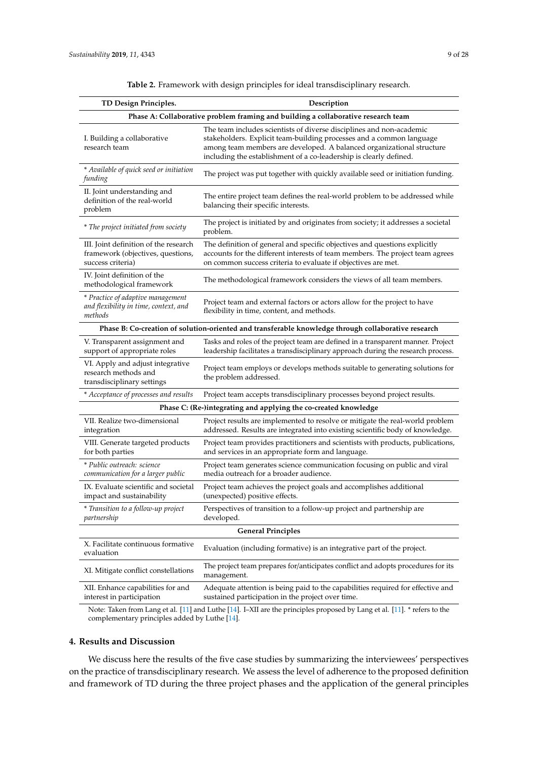**Table 2.** Framework with design principles for ideal transdisciplinary research.

| TD Design Principles. | Description |
|---|---|
| **Phase A: Collaborative problem framing and building a collaborative research team** | |
| I. Building a collaborative research team | The team includes scientists of diverse disciplines and non-academic stakeholders. Explicit team-building processes and a common language among team members are developed. A balanced organizational structure including the establishment of a co-leadership is clearly defined. |
| * *Available of quick seed or initiation funding* | The project was put together with quickly available seed or initiation funding. |
| II. Joint understanding and definition of the real-world problem | The entire project team defines the real-world problem to be addressed while balancing their specific interests. |
| * *The project initiated from society* | The project is initiated by and originates from society; it addresses a societal problem. |
| III. Joint definition of the research framework (objectives, questions, success criteria) | The definition of general and specific objectives and questions explicitly accounts for the different interests of team members. The project team agrees on common success criteria to evaluate if objectives are met. |
| IV. Joint definition of the methodological framework | The methodological framework considers the views of all team members. |
| * *Practice of adaptive management and flexibility in time, context, and methods* | Project team and external factors or actors allow for the project to have flexibility in time, content, and methods. |
| **Phase B: Co-creation of solution-oriented and transferable knowledge through collaborative research** | |
| V. Transparent assignment and support of appropriate roles | Tasks and roles of the project team are defined in a transparent manner. Project leadership facilitates a transdisciplinary approach during the research process. |
| VI. Apply and adjust integrative research methods and transdisciplinary settings | Project team employs or develops methods suitable to generating solutions for the problem addressed. |
| * *Acceptance of processes and results* | Project team accepts transdisciplinary processes beyond project results. |
| **Phase C: (Re-)integrating and applying the co-created knowledge** | |
| VII. Realize two-dimensional integration | Project results are implemented to resolve or mitigate the real-world problem addressed. Results are integrated into existing scientific body of knowledge. |
| VIII. Generate targeted products for both parties | Project team provides practitioners and scientists with products, publications, and services in an appropriate form and language. |
| * *Public outreach: science communication for a larger public* | Project team generates science communication focusing on public and viral media outreach for a broader audience. |
| IX. Evaluate scientific and societal impact and sustainability | Project team achieves the project goals and accomplishes additional (unexpected) positive effects. |
| * *Transition to a follow-up project partnership* | Perspectives of transition to a follow-up project and partnership are developed. |
| **General Principles** | |
| X. Facilitate continuous formative evaluation | Evaluation (including formative) is an integrative part of the project. |
| XI. Mitigate conflict constellations | The project team prepares for/anticipates conflict and adopts procedures for its management. |
| XII. Enhance capabilities for and interest in participation | Adequate attention is being paid to the capabilities required for effective and sustained participation in the project over time. |

Note: Taken from Lang et al. [11] and Luthe [14]. I–XII are the principles proposed by Lang et al. [11]. * refers to the complementary principles added by Luthe [14].

## 4. Results and Discussion

We discuss here the results of the five case studies by summarizing the interviewees' perspectives on the practice of transdisciplinary research. We assess the level of adherence to the proposed definition and framework of TD during the three project phases and the application of the general principles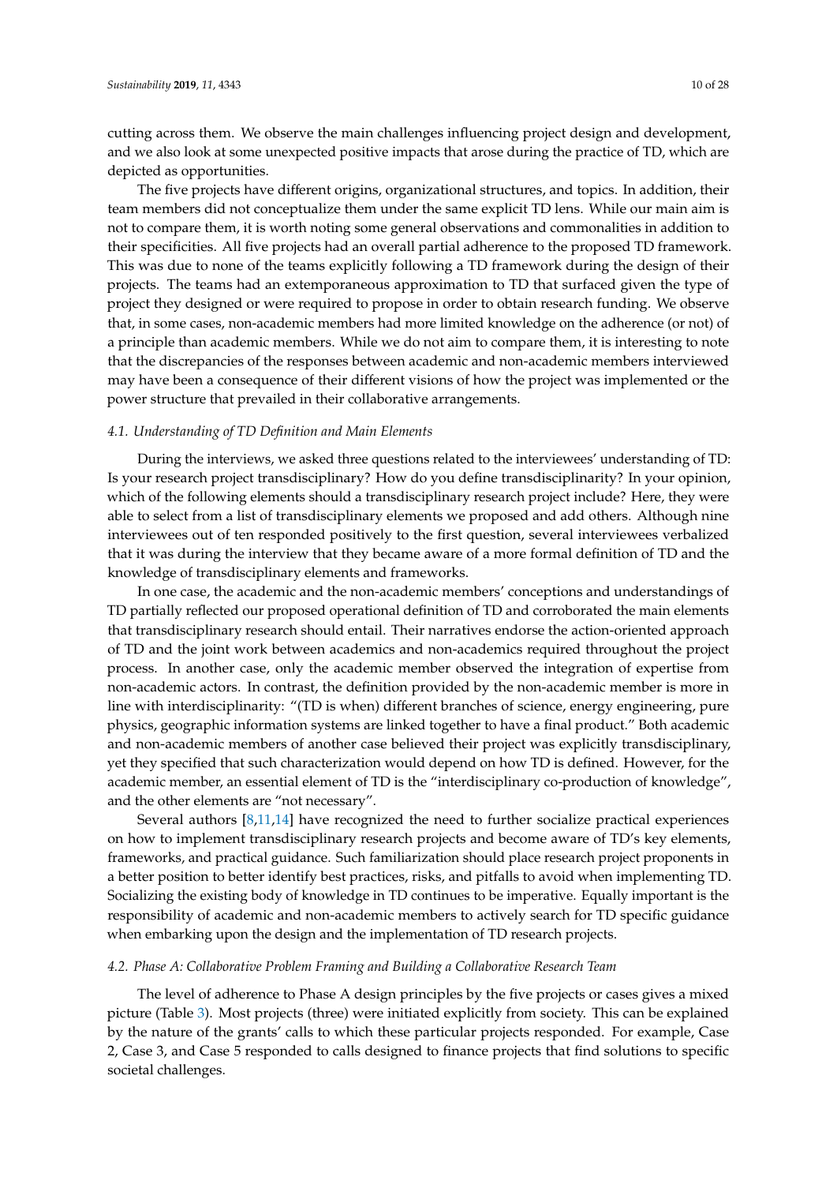cutting across them. We observe the main challenges influencing project design and development, and we also look at some unexpected positive impacts that arose during the practice of TD, which are depicted as opportunities.

The five projects have different origins, organizational structures, and topics. In addition, their team members did not conceptualize them under the same explicit TD lens. While our main aim is not to compare them, it is worth noting some general observations and commonalities in addition to their specificities. All five projects had an overall partial adherence to the proposed TD framework. This was due to none of the teams explicitly following a TD framework during the design of their projects. The teams had an extemporaneous approximation to TD that surfaced given the type of project they designed or were required to propose in order to obtain research funding. We observe that, in some cases, non-academic members had more limited knowledge on the adherence (or not) of a principle than academic members. While we do not aim to compare them, it is interesting to note that the discrepancies of the responses between academic and non-academic members interviewed may have been a consequence of their different visions of how the project was implemented or the power structure that prevailed in their collaborative arrangements.

### *4.1. Understanding of TD Definition and Main Elements*

During the interviews, we asked three questions related to the interviewees' understanding of TD: Is your research project transdisciplinary? How do you define transdisciplinarity? In your opinion, which of the following elements should a transdisciplinary research project include? Here, they were able to select from a list of transdisciplinary elements we proposed and add others. Although nine interviewees out of ten responded positively to the first question, several interviewees verbalized that it was during the interview that they became aware of a more formal definition of TD and the knowledge of transdisciplinary elements and frameworks.

In one case, the academic and the non-academic members' conceptions and understandings of TD partially reflected our proposed operational definition of TD and corroborated the main elements that transdisciplinary research should entail. Their narratives endorse the action-oriented approach of TD and the joint work between academics and non-academics required throughout the project process. In another case, only the academic member observed the integration of expertise from non-academic actors. In contrast, the definition provided by the non-academic member is more in line with interdisciplinarity: "(TD is when) different branches of science, energy engineering, pure physics, geographic information systems are linked together to have a final product." Both academic and non-academic members of another case believed their project was explicitly transdisciplinary, yet they specified that such characterization would depend on how TD is defined. However, for the academic member, an essential element of TD is the "interdisciplinary co-production of knowledge", and the other elements are "not necessary".

Several authors [8,11,14] have recognized the need to further socialize practical experiences on how to implement transdisciplinary research projects and become aware of TD's key elements, frameworks, and practical guidance. Such familiarization should place research project proponents in a better position to better identify best practices, risks, and pitfalls to avoid when implementing TD. Socializing the existing body of knowledge in TD continues to be imperative. Equally important is the responsibility of academic and non-academic members to actively search for TD specific guidance when embarking upon the design and the implementation of TD research projects.

### *4.2. Phase A: Collaborative Problem Framing and Building a Collaborative Research Team*

The level of adherence to Phase A design principles by the five projects or cases gives a mixed picture (Table 3). Most projects (three) were initiated explicitly from society. This can be explained by the nature of the grants' calls to which these particular projects responded. For example, Case 2, Case 3, and Case 5 responded to calls designed to finance projects that find solutions to specific societal challenges.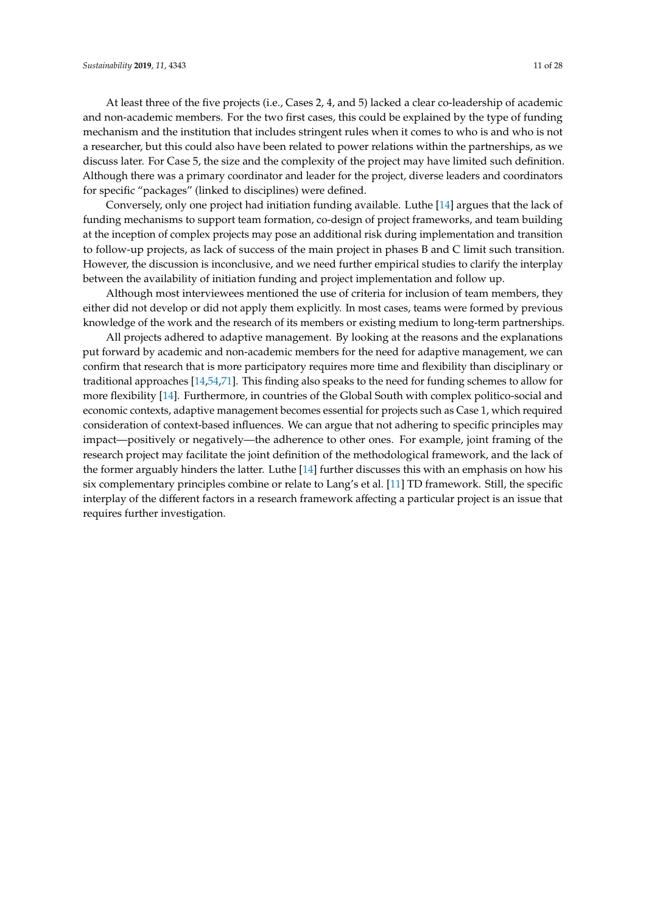At least three of the five projects (i.e., Cases 2, 4, and 5) lacked a clear co-leadership of academic and non-academic members. For the two first cases, this could be explained by the type of funding mechanism and the institution that includes stringent rules when it comes to who is and who is not a researcher, but this could also have been related to power relations within the partnerships, as we discuss later. For Case 5, the size and the complexity of the project may have limited such definition. Although there was a primary coordinator and leader for the project, diverse leaders and coordinators for specific "packages" (linked to disciplines) were defined.

Conversely, only one project had initiation funding available. Luthe [14] argues that the lack of funding mechanisms to support team formation, co-design of project frameworks, and team building at the inception of complex projects may pose an additional risk during implementation and transition to follow-up projects, as lack of success of the main project in phases B and C limit such transition. However, the discussion is inconclusive, and we need further empirical studies to clarify the interplay between the availability of initiation funding and project implementation and follow up.

Although most interviewees mentioned the use of criteria for inclusion of team members, they either did not develop or did not apply them explicitly. In most cases, teams were formed by previous knowledge of the work and the research of its members or existing medium to long-term partnerships.

All projects adhered to adaptive management. By looking at the reasons and the explanations put forward by academic and non-academic members for the need for adaptive management, we can confirm that research that is more participatory requires more time and flexibility than disciplinary or traditional approaches [14,54,71]. This finding also speaks to the need for funding schemes to allow for more flexibility [14]. Furthermore, in countries of the Global South with complex politico-social and economic contexts, adaptive management becomes essential for projects such as Case 1, which required consideration of context-based influences. We can argue that not adhering to specific principles may impact—positively or negatively—the adherence to other ones. For example, joint framing of the research project may facilitate the joint definition of the methodological framework, and the lack of the former arguably hinders the latter. Luthe [14] further discusses this with an emphasis on how his six complementary principles combine or relate to Lang's et al. [11] TD framework. Still, the specific interplay of the different factors in a research framework affecting a particular project is an issue that requires further investigation.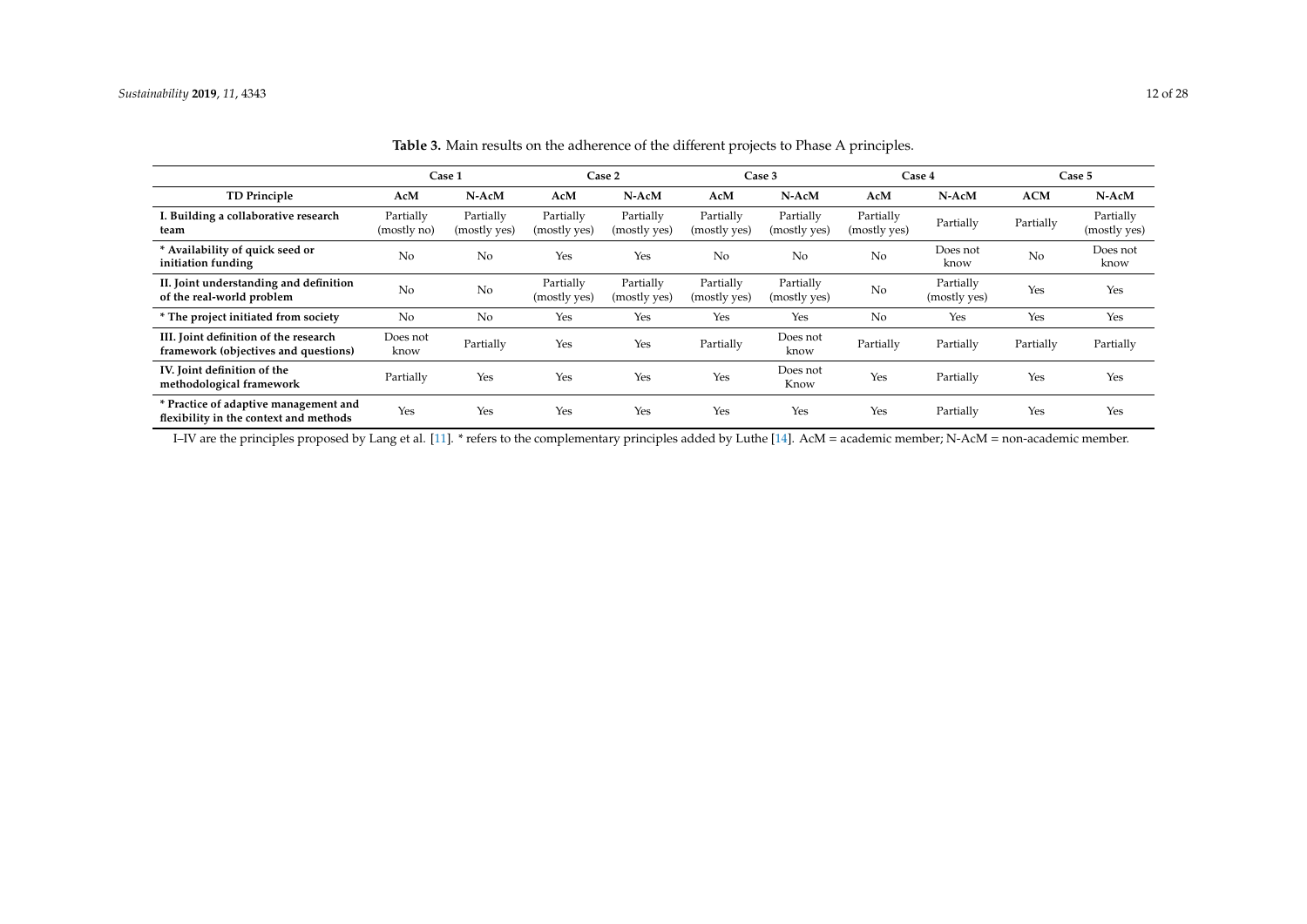**Table 3.** Main results on the adherence of the different projects to Phase A principles.

| | Case 1 | | Case 2 | | Case 3 | | Case 4 | | Case 5 | |
|---|---|---|---|---|---|---|---|---|---|---|
| **TD Principle** | **AcM** | **N-AcM** | **AcM** | **N-AcM** | **AcM** | **N-AcM** | **AcM** | **N-AcM** | **ACM** | **N-AcM** |
| **I. Building a collaborative research team** | Partially (mostly no) | Partially (mostly yes) | Partially (mostly yes) | Partially (mostly yes) | Partially (mostly yes) | Partially (mostly yes) | Partially (mostly yes) | Partially | Partially | Partially (mostly yes) |
| *** Availability of quick seed or initiation funding** | No | No | Yes | Yes | No | No | No | Does not know | No | Does not know |
| **II. Joint understanding and definition of the real-world problem** | No | No | Partially (mostly yes) | Partially (mostly yes) | Partially (mostly yes) | Partially (mostly yes) | No | Partially (mostly yes) | Yes | Yes |
| *** The project initiated from society** | No | No | Yes | Yes | Yes | Yes | No | Yes | Yes | Yes |
| **III. Joint definition of the research framework (objectives and questions)** | Does not know | Partially | Yes | Yes | Partially | Does not know | Partially | Partially | Partially | Partially |
| **IV. Joint definition of the methodological framework** | Partially | Yes | Yes | Yes | Yes | Does not Know | Yes | Partially | Yes | Yes |
| *** Practice of adaptive management and flexibility in the context and methods** | Yes | Yes | Yes | Yes | Yes | Yes | Yes | Partially | Yes | Yes |

I–IV are the principles proposed by Lang et al. [11]. * refers to the complementary principles added by Luthe [14]. AcM = academic member; N-AcM = non-academic member.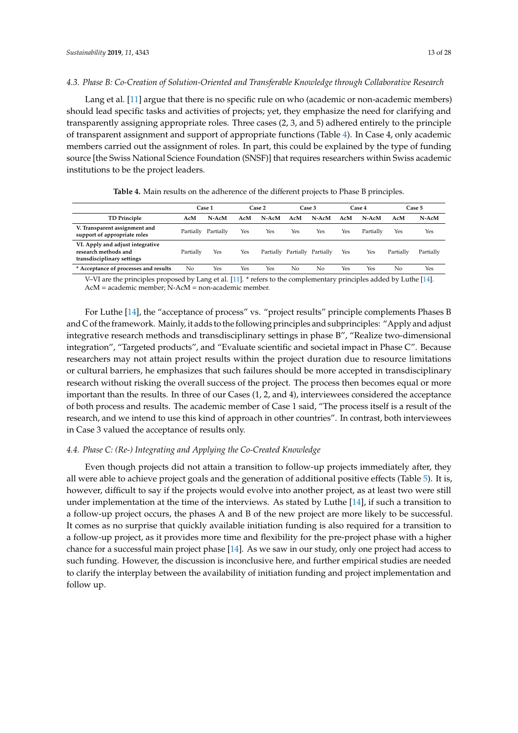### 4.3. Phase B: Co-Creation of Solution-Oriented and Transferable Knowledge through Collaborative Research

Lang et al. [11] argue that there is no specific rule on who (academic or non-academic members) should lead specific tasks and activities of projects; yet, they emphasize the need for clarifying and transparently assigning appropriate roles. Three cases (2, 3, and 5) adhered entirely to the principle of transparent assignment and support of appropriate functions (Table 4). In Case 4, only academic members carried out the assignment of roles. In part, this could be explained by the type of funding source [the Swiss National Science Foundation (SNSF)] that requires researchers within Swiss academic institutions to be the project leaders.

**Table 4.** Main results on the adherence of the different projects to Phase B principles.

| | Case 1 | | Case 2 | | Case 3 | | Case 4 | | Case 5 | |
|---|---|---|---|---|---|---|---|---|---|---|
| **TD Principle** | **AcM** | **N-AcM** | **AcM** | **N-AcM** | **AcM** | **N-AcM** | **AcM** | **N-AcM** | **AcM** | **N-AcM** |
| **V. Transparent assignment and support of appropriate roles** | Partially | Partially | Yes | Yes | Yes | Yes | Yes | Partially | Yes | Yes |
| **VI. Apply and adjust integrative research methods and transdisciplinary settings** | Partially | Yes | Yes | Partially | Partially | Partially | Yes | Yes | Partially | Partially |
| **\* Acceptance of processes and results** | No | Yes | Yes | Yes | No | No | Yes | Yes | No | Yes |

V–VI are the principles proposed by Lang et al. [11]. * refers to the complementary principles added by Luthe [14]. AcM = academic member; N-AcM = non-academic member.

For Luthe [14], the "acceptance of process" vs. "project results" principle complements Phases B and C of the framework. Mainly, it adds to the following principles and subprinciples: "Apply and adjust integrative research methods and transdisciplinary settings in phase B", "Realize two-dimensional integration", "Targeted products", and "Evaluate scientific and societal impact in Phase C". Because researchers may not attain project results within the project duration due to resource limitations or cultural barriers, he emphasizes that such failures should be more accepted in transdisciplinary research without risking the overall success of the project. The process then becomes equal or more important than the results. In three of our Cases (1, 2, and 4), interviewees considered the acceptance of both process and results. The academic member of Case 1 said, "The process itself is a result of the research, and we intend to use this kind of approach in other countries". In contrast, both interviewees in Case 3 valued the acceptance of results only.

### 4.4. Phase C: (Re-) Integrating and Applying the Co-Created Knowledge

Even though projects did not attain a transition to follow-up projects immediately after, they all were able to achieve project goals and the generation of additional positive effects (Table 5). It is, however, difficult to say if the projects would evolve into another project, as at least two were still under implementation at the time of the interviews. As stated by Luthe [14], if such a transition to a follow-up project occurs, the phases A and B of the new project are more likely to be successful. It comes as no surprise that quickly available initiation funding is also required for a transition to a follow-up project, as it provides more time and flexibility for the pre-project phase with a higher chance for a successful main project phase [14]. As we saw in our study, only one project had access to such funding. However, the discussion is inconclusive here, and further empirical studies are needed to clarify the interplay between the availability of initiation funding and project implementation and follow up.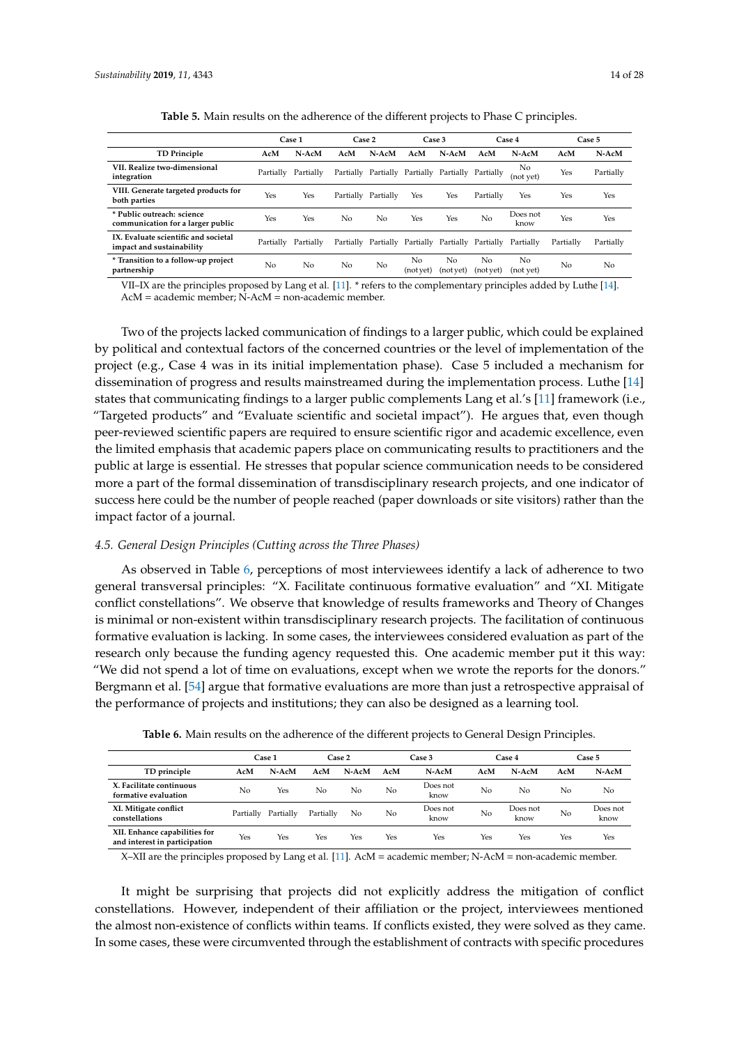**Table 5.** Main results on the adherence of the different projects to Phase C principles.

| | Case 1 | | Case 2 | | Case 3 | | Case 4 | | Case 5 | |
|---|---|---|---|---|---|---|---|---|---|---|
| **TD Principle** | **AcM** | **N-AcM** | **AcM** | **N-AcM** | **AcM** | **N-AcM** | **AcM** | **N-AcM** | **AcM** | **N-AcM** |
| **VII. Realize two-dimensional integration** | Partially | Partially | Partially | Partially | Partially | Partially | Partially | No (not yet) | Yes | Partially |
| **VIII. Generate targeted products for both parties** | Yes | Yes | Partially | Partially | Yes | Yes | Partially | Yes | Yes | Yes |
| **\* Public outreach: science communication for a larger public** | Yes | Yes | No | No | Yes | Yes | No | Does not know | Yes | Yes |
| **IX. Evaluate scientific and societal impact and sustainability** | Partially | Partially | Partially | Partially | Partially | Partially | Partially | Partially | Partially | Partially |
| **\* Transition to a follow-up project partnership** | No | No | No | No | No (not yet) | No (not yet) | No (not yet) | No (not yet) | No | No |

VII–IX are the principles proposed by Lang et al. [11]. * refers to the complementary principles added by Luthe [14]. AcM = academic member; N-AcM = non-academic member.

Two of the projects lacked communication of findings to a larger public, which could be explained by political and contextual factors of the concerned countries or the level of implementation of the project (e.g., Case 4 was in its initial implementation phase). Case 5 included a mechanism for dissemination of progress and results mainstreamed during the implementation process. Luthe [14] states that communicating findings to a larger public complements Lang et al.'s [11] framework (i.e., "Targeted products" and "Evaluate scientific and societal impact"). He argues that, even though peer-reviewed scientific papers are required to ensure scientific rigor and academic excellence, even the limited emphasis that academic papers place on communicating results to practitioners and the public at large is essential. He stresses that popular science communication needs to be considered more a part of the formal dissemination of transdisciplinary research projects, and one indicator of success here could be the number of people reached (paper downloads or site visitors) rather than the impact factor of a journal.

### *4.5. General Design Principles (Cutting across the Three Phases)*

As observed in Table 6, perceptions of most interviewees identify a lack of adherence to two general transversal principles: "X. Facilitate continuous formative evaluation" and "XI. Mitigate conflict constellations". We observe that knowledge of results frameworks and Theory of Changes is minimal or non-existent within transdisciplinary research projects. The facilitation of continuous formative evaluation is lacking. In some cases, the interviewees considered evaluation as part of the research only because the funding agency requested this. One academic member put it this way: "We did not spend a lot of time on evaluations, except when we wrote the reports for the donors." Bergmann et al. [54] argue that formative evaluations are more than just a retrospective appraisal of the performance of projects and institutions; they can also be designed as a learning tool.

**Table 6.** Main results on the adherence of the different projects to General Design Principles.

| | Case 1 | | Case 2 | | Case 3 | | Case 4 | | Case 5 | |
|---|---|---|---|---|---|---|---|---|---|---|
| **TD principle** | **AcM** | **N-AcM** | **AcM** | **N-AcM** | **AcM** | **N-AcM** | **AcM** | **N-AcM** | **AcM** | **N-AcM** |
| **X. Facilitate continuous formative evaluation** | No | Yes | No | No | No | Does not know | No | No | No | No |
| **XI. Mitigate conflict constellations** | Partially | Partially | Partially | No | No | Does not know | No | Does not know | No | Does not know |
| **XII. Enhance capabilities for and interest in participation** | Yes | Yes | Yes | Yes | Yes | Yes | Yes | Yes | Yes | Yes |

X–XII are the principles proposed by Lang et al. [11]. AcM = academic member; N-AcM = non-academic member.

It might be surprising that projects did not explicitly address the mitigation of conflict constellations. However, independent of their affiliation or the project, interviewees mentioned the almost non-existence of conflicts within teams. If conflicts existed, they were solved as they came. In some cases, these were circumvented through the establishment of contracts with specific procedures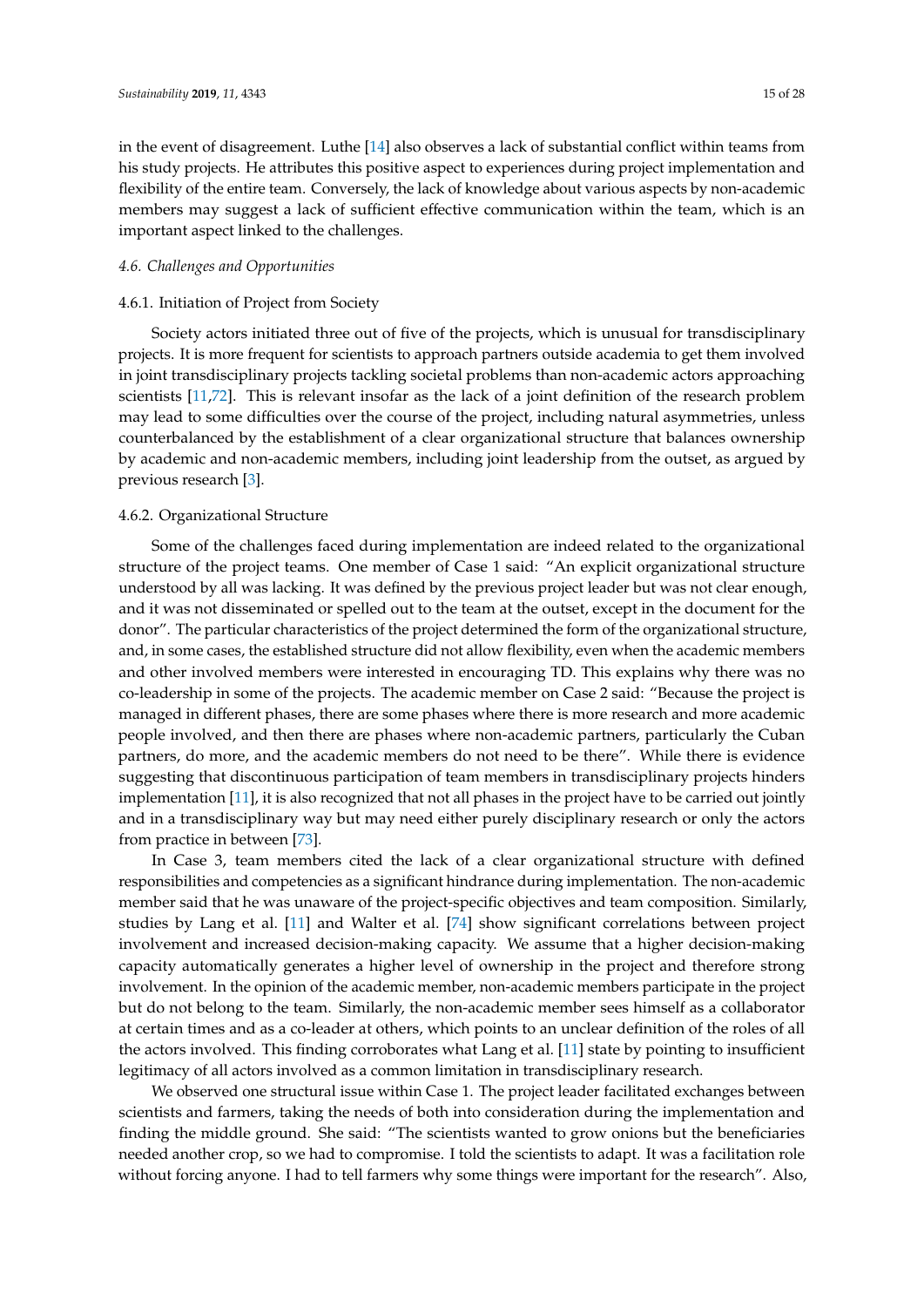in the event of disagreement. Luthe [14] also observes a lack of substantial conflict within teams from his study projects. He attributes this positive aspect to experiences during project implementation and flexibility of the entire team. Conversely, the lack of knowledge about various aspects by non-academic members may suggest a lack of sufficient effective communication within the team, which is an important aspect linked to the challenges.

### *4.6. Challenges and Opportunities*

#### 4.6.1. Initiation of Project from Society

Society actors initiated three out of five of the projects, which is unusual for transdisciplinary projects. It is more frequent for scientists to approach partners outside academia to get them involved in joint transdisciplinary projects tackling societal problems than non-academic actors approaching scientists [11,72]. This is relevant insofar as the lack of a joint definition of the research problem may lead to some difficulties over the course of the project, including natural asymmetries, unless counterbalanced by the establishment of a clear organizational structure that balances ownership by academic and non-academic members, including joint leadership from the outset, as argued by previous research [3].

#### 4.6.2. Organizational Structure

Some of the challenges faced during implementation are indeed related to the organizational structure of the project teams. One member of Case 1 said: "An explicit organizational structure understood by all was lacking. It was defined by the previous project leader but was not clear enough, and it was not disseminated or spelled out to the team at the outset, except in the document for the donor". The particular characteristics of the project determined the form of the organizational structure, and, in some cases, the established structure did not allow flexibility, even when the academic members and other involved members were interested in encouraging TD. This explains why there was no co-leadership in some of the projects. The academic member on Case 2 said: "Because the project is managed in different phases, there are some phases where there is more research and more academic people involved, and then there are phases where non-academic partners, particularly the Cuban partners, do more, and the academic members do not need to be there". While there is evidence suggesting that discontinuous participation of team members in transdisciplinary projects hinders implementation [11], it is also recognized that not all phases in the project have to be carried out jointly and in a transdisciplinary way but may need either purely disciplinary research or only the actors from practice in between [73].

In Case 3, team members cited the lack of a clear organizational structure with defined responsibilities and competencies as a significant hindrance during implementation. The non-academic member said that he was unaware of the project-specific objectives and team composition. Similarly, studies by Lang et al. [11] and Walter et al. [74] show significant correlations between project involvement and increased decision-making capacity. We assume that a higher decision-making capacity automatically generates a higher level of ownership in the project and therefore strong involvement. In the opinion of the academic member, non-academic members participate in the project but do not belong to the team. Similarly, the non-academic member sees himself as a collaborator at certain times and as a co-leader at others, which points to an unclear definition of the roles of all the actors involved. This finding corroborates what Lang et al. [11] state by pointing to insufficient legitimacy of all actors involved as a common limitation in transdisciplinary research.

We observed one structural issue within Case 1. The project leader facilitated exchanges between scientists and farmers, taking the needs of both into consideration during the implementation and finding the middle ground. She said: "The scientists wanted to grow onions but the beneficiaries needed another crop, so we had to compromise. I told the scientists to adapt. It was a facilitation role without forcing anyone. I had to tell farmers why some things were important for the research". Also,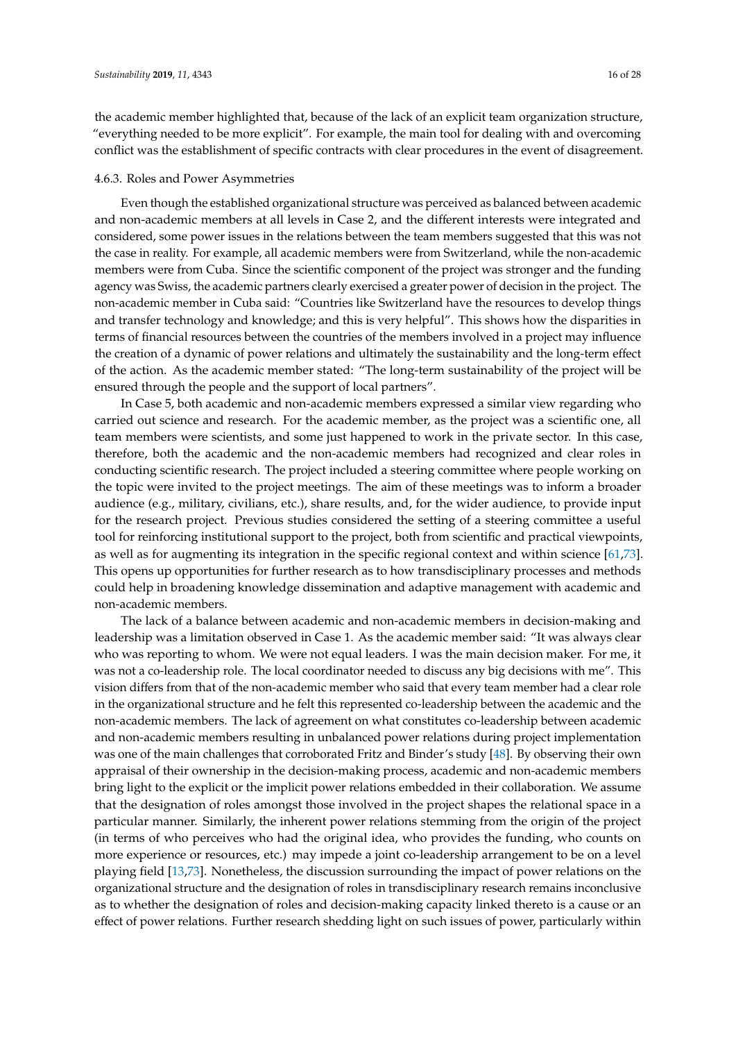the academic member highlighted that, because of the lack of an explicit team organization structure, "everything needed to be more explicit". For example, the main tool for dealing with and overcoming conflict was the establishment of specific contracts with clear procedures in the event of disagreement.

#### 4.6.3. Roles and Power Asymmetries

Even though the established organizational structure was perceived as balanced between academic and non-academic members at all levels in Case 2, and the different interests were integrated and considered, some power issues in the relations between the team members suggested that this was not the case in reality. For example, all academic members were from Switzerland, while the non-academic members were from Cuba. Since the scientific component of the project was stronger and the funding agency was Swiss, the academic partners clearly exercised a greater power of decision in the project. The non-academic member in Cuba said: "Countries like Switzerland have the resources to develop things and transfer technology and knowledge; and this is very helpful". This shows how the disparities in terms of financial resources between the countries of the members involved in a project may influence the creation of a dynamic of power relations and ultimately the sustainability and the long-term effect of the action. As the academic member stated: "The long-term sustainability of the project will be ensured through the people and the support of local partners".

In Case 5, both academic and non-academic members expressed a similar view regarding who carried out science and research. For the academic member, as the project was a scientific one, all team members were scientists, and some just happened to work in the private sector. In this case, therefore, both the academic and the non-academic members had recognized and clear roles in conducting scientific research. The project included a steering committee where people working on the topic were invited to the project meetings. The aim of these meetings was to inform a broader audience (e.g., military, civilians, etc.), share results, and, for the wider audience, to provide input for the research project. Previous studies considered the setting of a steering committee a useful tool for reinforcing institutional support to the project, both from scientific and practical viewpoints, as well as for augmenting its integration in the specific regional context and within science [61,73]. This opens up opportunities for further research as to how transdisciplinary processes and methods could help in broadening knowledge dissemination and adaptive management with academic and non-academic members.

The lack of a balance between academic and non-academic members in decision-making and leadership was a limitation observed in Case 1. As the academic member said: "It was always clear who was reporting to whom. We were not equal leaders. I was the main decision maker. For me, it was not a co-leadership role. The local coordinator needed to discuss any big decisions with me". This vision differs from that of the non-academic member who said that every team member had a clear role in the organizational structure and he felt this represented co-leadership between the academic and the non-academic members. The lack of agreement on what constitutes co-leadership between academic and non-academic members resulting in unbalanced power relations during project implementation was one of the main challenges that corroborated Fritz and Binder's study [48]. By observing their own appraisal of their ownership in the decision-making process, academic and non-academic members bring light to the explicit or the implicit power relations embedded in their collaboration. We assume that the designation of roles amongst those involved in the project shapes the relational space in a particular manner. Similarly, the inherent power relations stemming from the origin of the project (in terms of who perceives who had the original idea, who provides the funding, who counts on more experience or resources, etc.) may impede a joint co-leadership arrangement to be on a level playing field [13,73]. Nonetheless, the discussion surrounding the impact of power relations on the organizational structure and the designation of roles in transdisciplinary research remains inconclusive as to whether the designation of roles and decision-making capacity linked thereto is a cause or an effect of power relations. Further research shedding light on such issues of power, particularly within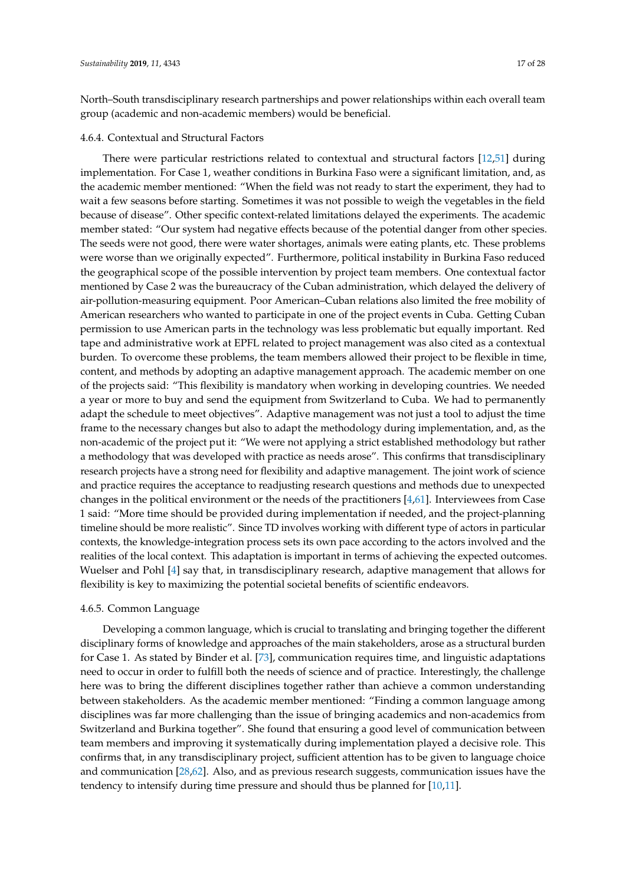North–South transdisciplinary research partnerships and power relationships within each overall team group (academic and non-academic members) would be beneficial.

#### 4.6.4. Contextual and Structural Factors

There were particular restrictions related to contextual and structural factors [12,51] during implementation. For Case 1, weather conditions in Burkina Faso were a significant limitation, and, as the academic member mentioned: "When the field was not ready to start the experiment, they had to wait a few seasons before starting. Sometimes it was not possible to weigh the vegetables in the field because of disease". Other specific context-related limitations delayed the experiments. The academic member stated: "Our system had negative effects because of the potential danger from other species. The seeds were not good, there were water shortages, animals were eating plants, etc. These problems were worse than we originally expected". Furthermore, political instability in Burkina Faso reduced the geographical scope of the possible intervention by project team members. One contextual factor mentioned by Case 2 was the bureaucracy of the Cuban administration, which delayed the delivery of air-pollution-measuring equipment. Poor American–Cuban relations also limited the free mobility of American researchers who wanted to participate in one of the project events in Cuba. Getting Cuban permission to use American parts in the technology was less problematic but equally important. Red tape and administrative work at EPFL related to project management was also cited as a contextual burden. To overcome these problems, the team members allowed their project to be flexible in time, content, and methods by adopting an adaptive management approach. The academic member on one of the projects said: "This flexibility is mandatory when working in developing countries. We needed a year or more to buy and send the equipment from Switzerland to Cuba. We had to permanently adapt the schedule to meet objectives". Adaptive management was not just a tool to adjust the time frame to the necessary changes but also to adapt the methodology during implementation, and, as the non-academic of the project put it: "We were not applying a strict established methodology but rather a methodology that was developed with practice as needs arose". This confirms that transdisciplinary research projects have a strong need for flexibility and adaptive management. The joint work of science and practice requires the acceptance to readjusting research questions and methods due to unexpected changes in the political environment or the needs of the practitioners [4,61]. Interviewees from Case 1 said: "More time should be provided during implementation if needed, and the project-planning timeline should be more realistic". Since TD involves working with different type of actors in particular contexts, the knowledge-integration process sets its own pace according to the actors involved and the realities of the local context. This adaptation is important in terms of achieving the expected outcomes. Wuelser and Pohl [4] say that, in transdisciplinary research, adaptive management that allows for flexibility is key to maximizing the potential societal benefits of scientific endeavors.

#### 4.6.5. Common Language

Developing a common language, which is crucial to translating and bringing together the different disciplinary forms of knowledge and approaches of the main stakeholders, arose as a structural burden for Case 1. As stated by Binder et al. [73], communication requires time, and linguistic adaptations need to occur in order to fulfill both the needs of science and of practice. Interestingly, the challenge here was to bring the different disciplines together rather than achieve a common understanding between stakeholders. As the academic member mentioned: "Finding a common language among disciplines was far more challenging than the issue of bringing academics and non-academics from Switzerland and Burkina together". She found that ensuring a good level of communication between team members and improving it systematically during implementation played a decisive role. This confirms that, in any transdisciplinary project, sufficient attention has to be given to language choice and communication [28,62]. Also, and as previous research suggests, communication issues have the tendency to intensify during time pressure and should thus be planned for [10,11].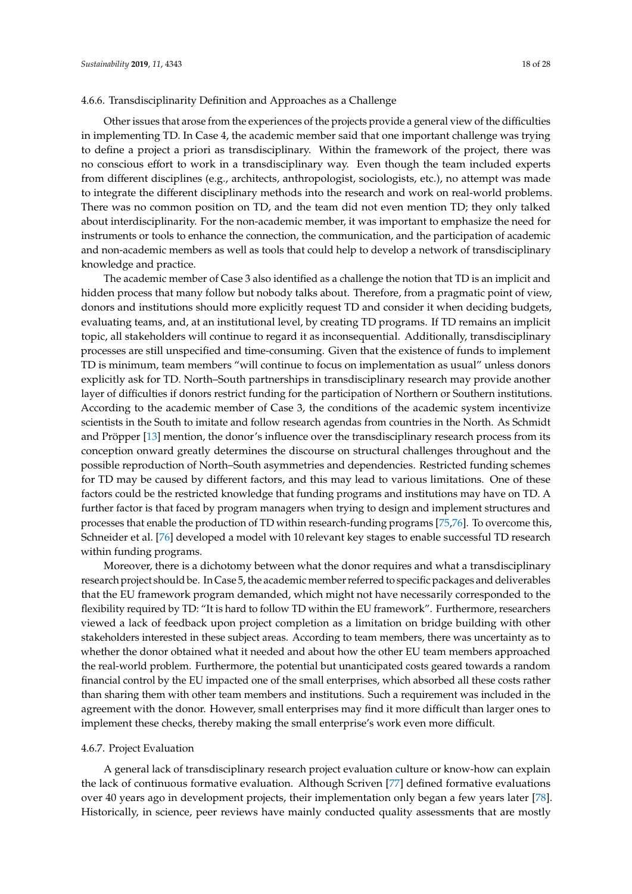#### 4.6.6. Transdisciplinarity Definition and Approaches as a Challenge

Other issues that arose from the experiences of the projects provide a general view of the difficulties in implementing TD. In Case 4, the academic member said that one important challenge was trying to define a project a priori as transdisciplinary. Within the framework of the project, there was no conscious effort to work in a transdisciplinary way. Even though the team included experts from different disciplines (e.g., architects, anthropologist, sociologists, etc.), no attempt was made to integrate the different disciplinary methods into the research and work on real-world problems. There was no common position on TD, and the team did not even mention TD; they only talked about interdisciplinarity. For the non-academic member, it was important to emphasize the need for instruments or tools to enhance the connection, the communication, and the participation of academic and non-academic members as well as tools that could help to develop a network of transdisciplinary knowledge and practice.

The academic member of Case 3 also identified as a challenge the notion that TD is an implicit and hidden process that many follow but nobody talks about. Therefore, from a pragmatic point of view, donors and institutions should more explicitly request TD and consider it when deciding budgets, evaluating teams, and, at an institutional level, by creating TD programs. If TD remains an implicit topic, all stakeholders will continue to regard it as inconsequential. Additionally, transdisciplinary processes are still unspecified and time-consuming. Given that the existence of funds to implement TD is minimum, team members "will continue to focus on implementation as usual" unless donors explicitly ask for TD. North–South partnerships in transdisciplinary research may provide another layer of difficulties if donors restrict funding for the participation of Northern or Southern institutions. According to the academic member of Case 3, the conditions of the academic system incentivize scientists in the South to imitate and follow research agendas from countries in the North. As Schmidt and Pröpper [13] mention, the donor's influence over the transdisciplinary research process from its conception onward greatly determines the discourse on structural challenges throughout and the possible reproduction of North–South asymmetries and dependencies. Restricted funding schemes for TD may be caused by different factors, and this may lead to various limitations. One of these factors could be the restricted knowledge that funding programs and institutions may have on TD. A further factor is that faced by program managers when trying to design and implement structures and processes that enable the production of TD within research-funding programs [75,76]. To overcome this, Schneider et al. [76] developed a model with 10 relevant key stages to enable successful TD research within funding programs.

Moreover, there is a dichotomy between what the donor requires and what a transdisciplinary research project should be. In Case 5, the academic member referred to specific packages and deliverables that the EU framework program demanded, which might not have necessarily corresponded to the flexibility required by TD: "It is hard to follow TD within the EU framework". Furthermore, researchers viewed a lack of feedback upon project completion as a limitation on bridge building with other stakeholders interested in these subject areas. According to team members, there was uncertainty as to whether the donor obtained what it needed and about how the other EU team members approached the real-world problem. Furthermore, the potential but unanticipated costs geared towards a random financial control by the EU impacted one of the small enterprises, which absorbed all these costs rather than sharing them with other team members and institutions. Such a requirement was included in the agreement with the donor. However, small enterprises may find it more difficult than larger ones to implement these checks, thereby making the small enterprise's work even more difficult.

#### 4.6.7. Project Evaluation

A general lack of transdisciplinary research project evaluation culture or know-how can explain the lack of continuous formative evaluation. Although Scriven [77] defined formative evaluations over 40 years ago in development projects, their implementation only began a few years later [78]. Historically, in science, peer reviews have mainly conducted quality assessments that are mostly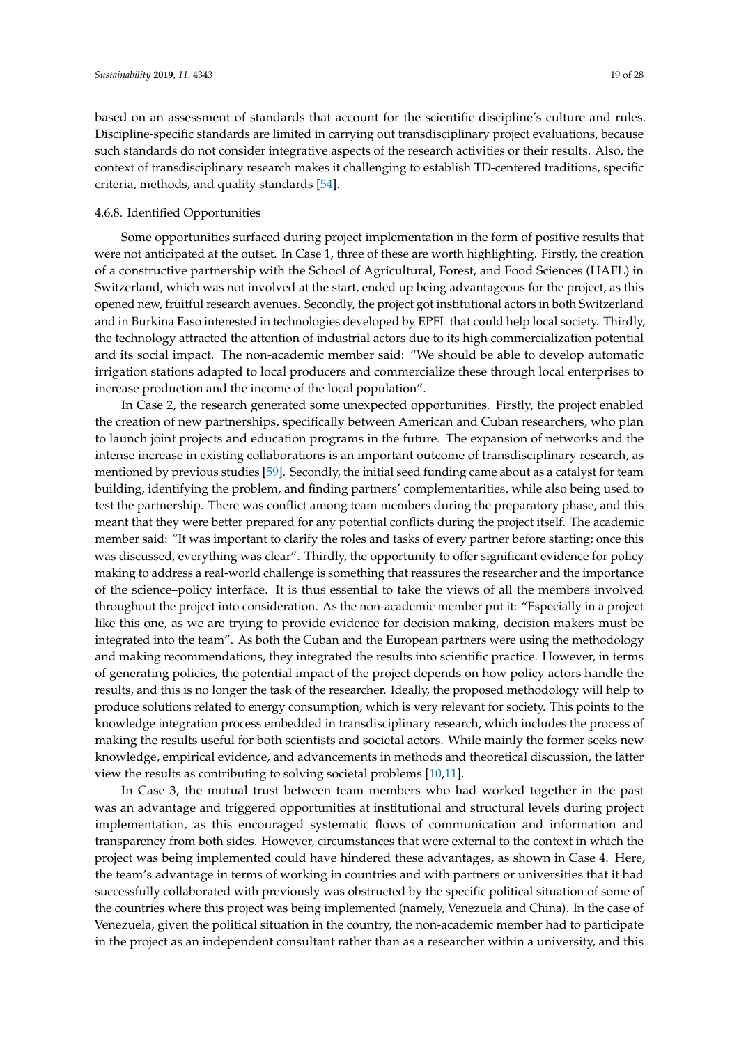based on an assessment of standards that account for the scientific discipline's culture and rules. Discipline-specific standards are limited in carrying out transdisciplinary project evaluations, because such standards do not consider integrative aspects of the research activities or their results. Also, the context of transdisciplinary research makes it challenging to establish TD-centered traditions, specific criteria, methods, and quality standards [54].

#### 4.6.8. Identified Opportunities

Some opportunities surfaced during project implementation in the form of positive results that were not anticipated at the outset. In Case 1, three of these are worth highlighting. Firstly, the creation of a constructive partnership with the School of Agricultural, Forest, and Food Sciences (HAFL) in Switzerland, which was not involved at the start, ended up being advantageous for the project, as this opened new, fruitful research avenues. Secondly, the project got institutional actors in both Switzerland and in Burkina Faso interested in technologies developed by EPFL that could help local society. Thirdly, the technology attracted the attention of industrial actors due to its high commercialization potential and its social impact. The non-academic member said: "We should be able to develop automatic irrigation stations adapted to local producers and commercialize these through local enterprises to increase production and the income of the local population".

In Case 2, the research generated some unexpected opportunities. Firstly, the project enabled the creation of new partnerships, specifically between American and Cuban researchers, who plan to launch joint projects and education programs in the future. The expansion of networks and the intense increase in existing collaborations is an important outcome of transdisciplinary research, as mentioned by previous studies [59]. Secondly, the initial seed funding came about as a catalyst for team building, identifying the problem, and finding partners' complementarities, while also being used to test the partnership. There was conflict among team members during the preparatory phase, and this meant that they were better prepared for any potential conflicts during the project itself. The academic member said: "It was important to clarify the roles and tasks of every partner before starting; once this was discussed, everything was clear". Thirdly, the opportunity to offer significant evidence for policy making to address a real-world challenge is something that reassures the researcher and the importance of the science–policy interface. It is thus essential to take the views of all the members involved throughout the project into consideration. As the non-academic member put it: "Especially in a project like this one, as we are trying to provide evidence for decision making, decision makers must be integrated into the team". As both the Cuban and the European partners were using the methodology and making recommendations, they integrated the results into scientific practice. However, in terms of generating policies, the potential impact of the project depends on how policy actors handle the results, and this is no longer the task of the researcher. Ideally, the proposed methodology will help to produce solutions related to energy consumption, which is very relevant for society. This points to the knowledge integration process embedded in transdisciplinary research, which includes the process of making the results useful for both scientists and societal actors. While mainly the former seeks new knowledge, empirical evidence, and advancements in methods and theoretical discussion, the latter view the results as contributing to solving societal problems [10,11].

In Case 3, the mutual trust between team members who had worked together in the past was an advantage and triggered opportunities at institutional and structural levels during project implementation, as this encouraged systematic flows of communication and information and transparency from both sides. However, circumstances that were external to the context in which the project was being implemented could have hindered these advantages, as shown in Case 4. Here, the team's advantage in terms of working in countries and with partners or universities that it had successfully collaborated with previously was obstructed by the specific political situation of some of the countries where this project was being implemented (namely, Venezuela and China). In the case of Venezuela, given the political situation in the country, the non-academic member had to participate in the project as an independent consultant rather than as a researcher within a university, and this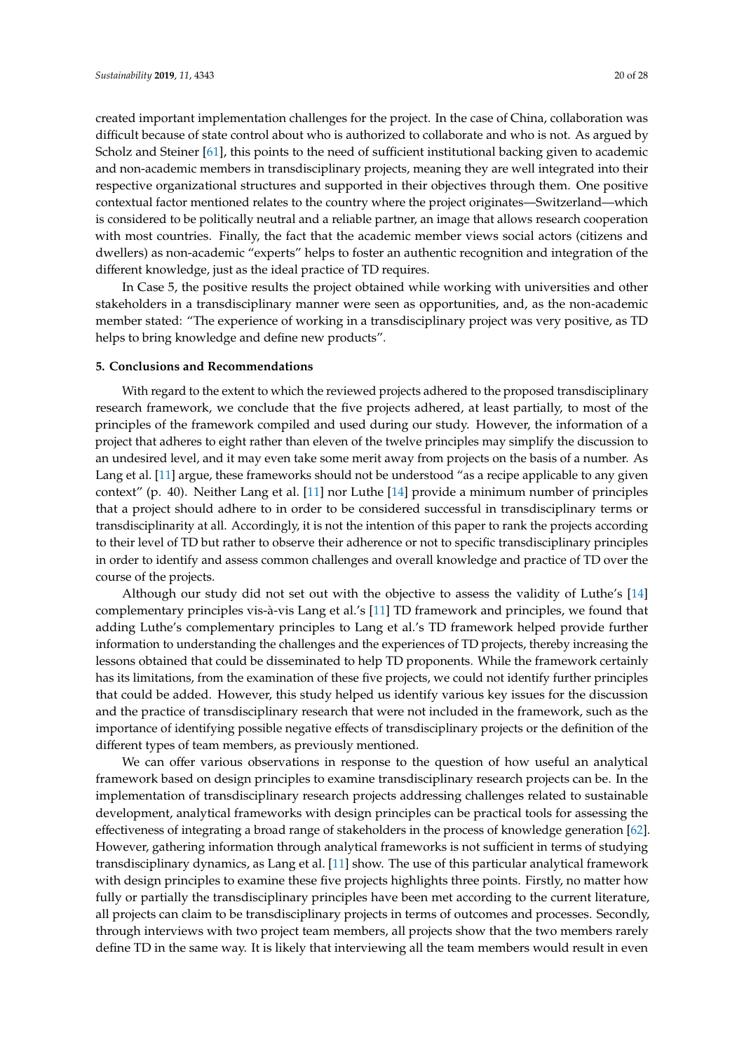created important implementation challenges for the project. In the case of China, collaboration was difficult because of state control about who is authorized to collaborate and who is not. As argued by Scholz and Steiner [61], this points to the need of sufficient institutional backing given to academic and non-academic members in transdisciplinary projects, meaning they are well integrated into their respective organizational structures and supported in their objectives through them. One positive contextual factor mentioned relates to the country where the project originates—Switzerland—which is considered to be politically neutral and a reliable partner, an image that allows research cooperation with most countries. Finally, the fact that the academic member views social actors (citizens and dwellers) as non-academic "experts" helps to foster an authentic recognition and integration of the different knowledge, just as the ideal practice of TD requires.

In Case 5, the positive results the project obtained while working with universities and other stakeholders in a transdisciplinary manner were seen as opportunities, and, as the non-academic member stated: "The experience of working in a transdisciplinary project was very positive, as TD helps to bring knowledge and define new products".

## 5. Conclusions and Recommendations

With regard to the extent to which the reviewed projects adhered to the proposed transdisciplinary research framework, we conclude that the five projects adhered, at least partially, to most of the principles of the framework compiled and used during our study. However, the information of a project that adheres to eight rather than eleven of the twelve principles may simplify the discussion to an undesired level, and it may even take some merit away from projects on the basis of a number. As Lang et al. [11] argue, these frameworks should not be understood "as a recipe applicable to any given context" (p. 40). Neither Lang et al. [11] nor Luthe [14] provide a minimum number of principles that a project should adhere to in order to be considered successful in transdisciplinary terms or transdisciplinarity at all. Accordingly, it is not the intention of this paper to rank the projects according to their level of TD but rather to observe their adherence or not to specific transdisciplinary principles in order to identify and assess common challenges and overall knowledge and practice of TD over the course of the projects.

Although our study did not set out with the objective to assess the validity of Luthe's [14] complementary principles vis-à-vis Lang et al.'s [11] TD framework and principles, we found that adding Luthe's complementary principles to Lang et al.'s TD framework helped provide further information to understanding the challenges and the experiences of TD projects, thereby increasing the lessons obtained that could be disseminated to help TD proponents. While the framework certainly has its limitations, from the examination of these five projects, we could not identify further principles that could be added. However, this study helped us identify various key issues for the discussion and the practice of transdisciplinary research that were not included in the framework, such as the importance of identifying possible negative effects of transdisciplinary projects or the definition of the different types of team members, as previously mentioned.

We can offer various observations in response to the question of how useful an analytical framework based on design principles to examine transdisciplinary research projects can be. In the implementation of transdisciplinary research projects addressing challenges related to sustainable development, analytical frameworks with design principles can be practical tools for assessing the effectiveness of integrating a broad range of stakeholders in the process of knowledge generation [62]. However, gathering information through analytical frameworks is not sufficient in terms of studying transdisciplinary dynamics, as Lang et al. [11] show. The use of this particular analytical framework with design principles to examine these five projects highlights three points. Firstly, no matter how fully or partially the transdisciplinary principles have been met according to the current literature, all projects can claim to be transdisciplinary projects in terms of outcomes and processes. Secondly, through interviews with two project team members, all projects show that the two members rarely define TD in the same way. It is likely that interviewing all the team members would result in even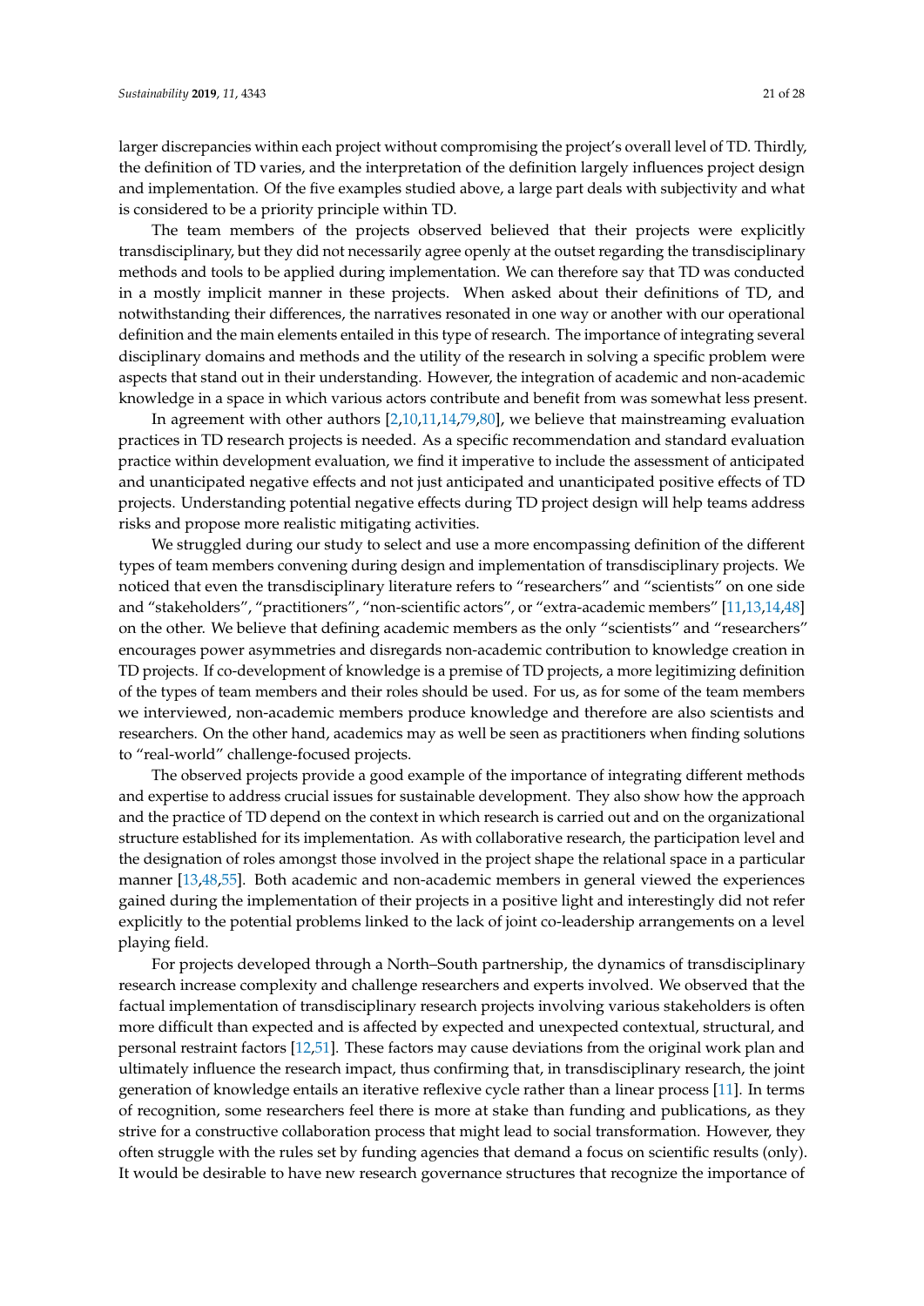larger discrepancies within each project without compromising the project's overall level of TD. Thirdly, the definition of TD varies, and the interpretation of the definition largely influences project design and implementation. Of the five examples studied above, a large part deals with subjectivity and what is considered to be a priority principle within TD.

The team members of the projects observed believed that their projects were explicitly transdisciplinary, but they did not necessarily agree openly at the outset regarding the transdisciplinary methods and tools to be applied during implementation. We can therefore say that TD was conducted in a mostly implicit manner in these projects. When asked about their definitions of TD, and notwithstanding their differences, the narratives resonated in one way or another with our operational definition and the main elements entailed in this type of research. The importance of integrating several disciplinary domains and methods and the utility of the research in solving a specific problem were aspects that stand out in their understanding. However, the integration of academic and non-academic knowledge in a space in which various actors contribute and benefit from was somewhat less present.

In agreement with other authors [2,10,11,14,79,80], we believe that mainstreaming evaluation practices in TD research projects is needed. As a specific recommendation and standard evaluation practice within development evaluation, we find it imperative to include the assessment of anticipated and unanticipated negative effects and not just anticipated and unanticipated positive effects of TD projects. Understanding potential negative effects during TD project design will help teams address risks and propose more realistic mitigating activities.

We struggled during our study to select and use a more encompassing definition of the different types of team members convening during design and implementation of transdisciplinary projects. We noticed that even the transdisciplinary literature refers to "researchers" and "scientists" on one side and "stakeholders", "practitioners", "non-scientific actors", or "extra-academic members" [11,13,14,48] on the other. We believe that defining academic members as the only "scientists" and "researchers" encourages power asymmetries and disregards non-academic contribution to knowledge creation in TD projects. If co-development of knowledge is a premise of TD projects, a more legitimizing definition of the types of team members and their roles should be used. For us, as for some of the team members we interviewed, non-academic members produce knowledge and therefore are also scientists and researchers. On the other hand, academics may as well be seen as practitioners when finding solutions to "real-world" challenge-focused projects.

The observed projects provide a good example of the importance of integrating different methods and expertise to address crucial issues for sustainable development. They also show how the approach and the practice of TD depend on the context in which research is carried out and on the organizational structure established for its implementation. As with collaborative research, the participation level and the designation of roles amongst those involved in the project shape the relational space in a particular manner [13,48,55]. Both academic and non-academic members in general viewed the experiences gained during the implementation of their projects in a positive light and interestingly did not refer explicitly to the potential problems linked to the lack of joint co-leadership arrangements on a level playing field.

For projects developed through a North–South partnership, the dynamics of transdisciplinary research increase complexity and challenge researchers and experts involved. We observed that the factual implementation of transdisciplinary research projects involving various stakeholders is often more difficult than expected and is affected by expected and unexpected contextual, structural, and personal restraint factors [12,51]. These factors may cause deviations from the original work plan and ultimately influence the research impact, thus confirming that, in transdisciplinary research, the joint generation of knowledge entails an iterative reflexive cycle rather than a linear process [11]. In terms of recognition, some researchers feel there is more at stake than funding and publications, as they strive for a constructive collaboration process that might lead to social transformation. However, they often struggle with the rules set by funding agencies that demand a focus on scientific results (only). It would be desirable to have new research governance structures that recognize the importance of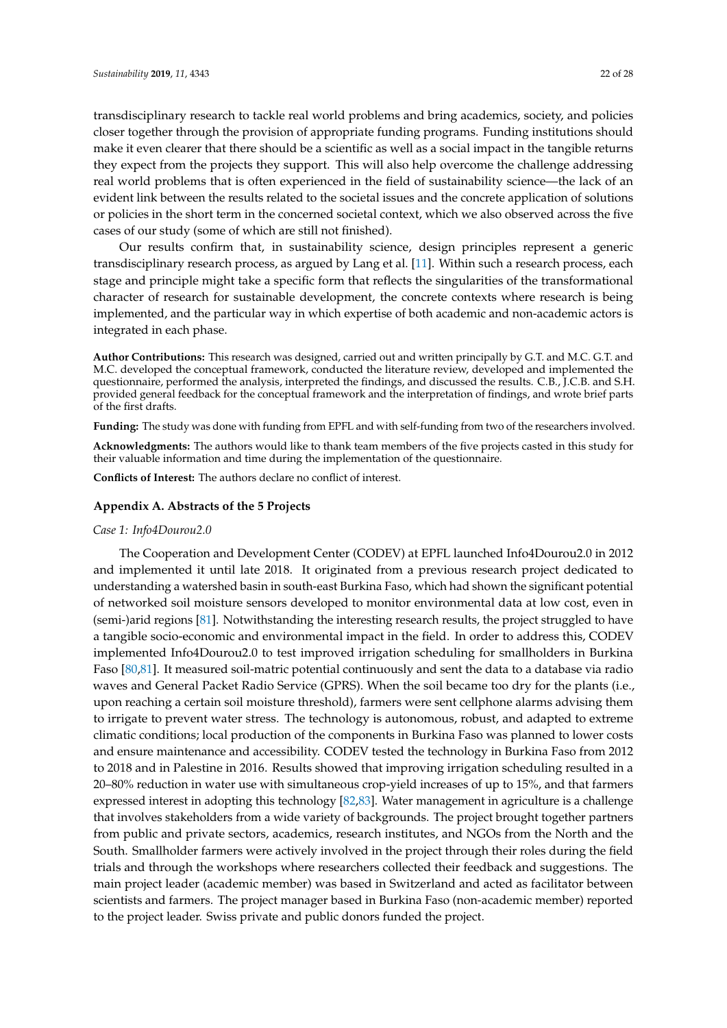transdisciplinary research to tackle real world problems and bring academics, society, and policies closer together through the provision of appropriate funding programs. Funding institutions should make it even clearer that there should be a scientific as well as a social impact in the tangible returns they expect from the projects they support. This will also help overcome the challenge addressing real world problems that is often experienced in the field of sustainability science—the lack of an evident link between the results related to the societal issues and the concrete application of solutions or policies in the short term in the concerned societal context, which we also observed across the five cases of our study (some of which are still not finished).

Our results confirm that, in sustainability science, design principles represent a generic transdisciplinary research process, as argued by Lang et al. [11]. Within such a research process, each stage and principle might take a specific form that reflects the singularities of the transformational character of research for sustainable development, the concrete contexts where research is being implemented, and the particular way in which expertise of both academic and non-academic actors is integrated in each phase.

**Author Contributions:** This research was designed, carried out and written principally by G.T. and M.C. G.T. and M.C. developed the conceptual framework, conducted the literature review, developed and implemented the questionnaire, performed the analysis, interpreted the findings, and discussed the results. C.B., J.C.B. and S.H. provided general feedback for the conceptual framework and the interpretation of findings, and wrote brief parts of the first drafts.

**Funding:** The study was done with funding from EPFL and with self-funding from two of the researchers involved.

**Acknowledgments:** The authors would like to thank team members of the five projects casted in this study for their valuable information and time during the implementation of the questionnaire.

**Conflicts of Interest:** The authors declare no conflict of interest.

## Appendix A. Abstracts of the 5 Projects

*Case 1: Info4Dourou2.0*

The Cooperation and Development Center (CODEV) at EPFL launched Info4Dourou2.0 in 2012 and implemented it until late 2018. It originated from a previous research project dedicated to understanding a watershed basin in south-east Burkina Faso, which had shown the significant potential of networked soil moisture sensors developed to monitor environmental data at low cost, even in (semi-)arid regions [81]. Notwithstanding the interesting research results, the project struggled to have a tangible socio-economic and environmental impact in the field. In order to address this, CODEV implemented Info4Dourou2.0 to test improved irrigation scheduling for smallholders in Burkina Faso [80,81]. It measured soil-matric potential continuously and sent the data to a database via radio waves and General Packet Radio Service (GPRS). When the soil became too dry for the plants (i.e., upon reaching a certain soil moisture threshold), farmers were sent cellphone alarms advising them to irrigate to prevent water stress. The technology is autonomous, robust, and adapted to extreme climatic conditions; local production of the components in Burkina Faso was planned to lower costs and ensure maintenance and accessibility. CODEV tested the technology in Burkina Faso from 2012 to 2018 and in Palestine in 2016. Results showed that improving irrigation scheduling resulted in a 20–80% reduction in water use with simultaneous crop-yield increases of up to 15%, and that farmers expressed interest in adopting this technology [82,83]. Water management in agriculture is a challenge that involves stakeholders from a wide variety of backgrounds. The project brought together partners from public and private sectors, academics, research institutes, and NGOs from the North and the South. Smallholder farmers were actively involved in the project through their roles during the field trials and through the workshops where researchers collected their feedback and suggestions. The main project leader (academic member) was based in Switzerland and acted as facilitator between scientists and farmers. The project manager based in Burkina Faso (non-academic member) reported to the project leader. Swiss private and public donors funded the project.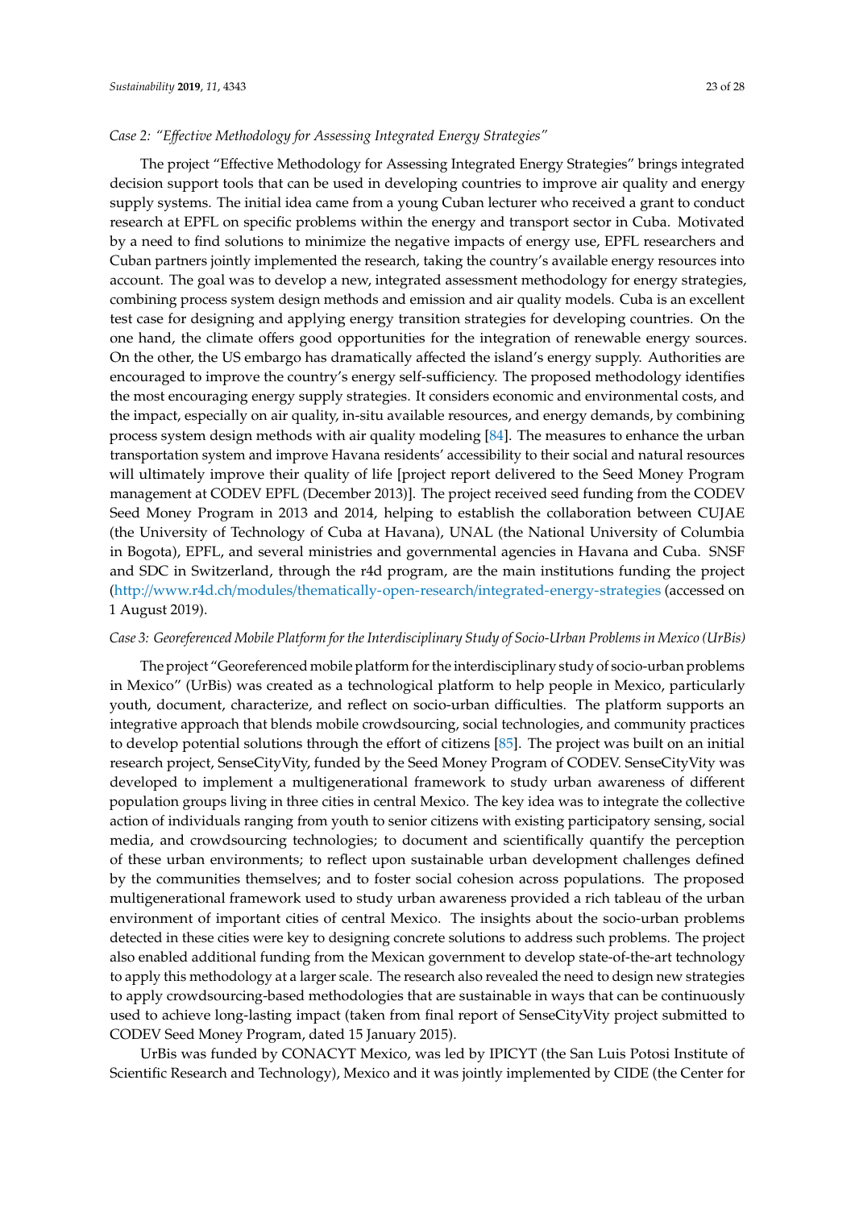*Case 2: "Effective Methodology for Assessing Integrated Energy Strategies"*

The project "Effective Methodology for Assessing Integrated Energy Strategies" brings integrated decision support tools that can be used in developing countries to improve air quality and energy supply systems. The initial idea came from a young Cuban lecturer who received a grant to conduct research at EPFL on specific problems within the energy and transport sector in Cuba. Motivated by a need to find solutions to minimize the negative impacts of energy use, EPFL researchers and Cuban partners jointly implemented the research, taking the country's available energy resources into account. The goal was to develop a new, integrated assessment methodology for energy strategies, combining process system design methods and emission and air quality models. Cuba is an excellent test case for designing and applying energy transition strategies for developing countries. On the one hand, the climate offers good opportunities for the integration of renewable energy sources. On the other, the US embargo has dramatically affected the island's energy supply. Authorities are encouraged to improve the country's energy self-sufficiency. The proposed methodology identifies the most encouraging energy supply strategies. It considers economic and environmental costs, and the impact, especially on air quality, in-situ available resources, and energy demands, by combining process system design methods with air quality modeling [84]. The measures to enhance the urban transportation system and improve Havana residents' accessibility to their social and natural resources will ultimately improve their quality of life [project report delivered to the Seed Money Program management at CODEV EPFL (December 2013)]. The project received seed funding from the CODEV Seed Money Program in 2013 and 2014, helping to establish the collaboration between CUJAE (the University of Technology of Cuba at Havana), UNAL (the National University of Columbia in Bogota), EPFL, and several ministries and governmental agencies in Havana and Cuba. SNSF and SDC in Switzerland, through the r4d program, are the main institutions funding the project (http://www.r4d.ch/modules/thematically-open-research/integrated-energy-strategies (accessed on 1 August 2019).

*Case 3: Georeferenced Mobile Platform for the Interdisciplinary Study of Socio-Urban Problems in Mexico (UrBis)*

The project "Georeferenced mobile platform for the interdisciplinary study of socio-urban problems in Mexico" (UrBis) was created as a technological platform to help people in Mexico, particularly youth, document, characterize, and reflect on socio-urban difficulties. The platform supports an integrative approach that blends mobile crowdsourcing, social technologies, and community practices to develop potential solutions through the effort of citizens [85]. The project was built on an initial research project, SenseCityVity, funded by the Seed Money Program of CODEV. SenseCityVity was developed to implement a multigenerational framework to study urban awareness of different population groups living in three cities in central Mexico. The key idea was to integrate the collective action of individuals ranging from youth to senior citizens with existing participatory sensing, social media, and crowdsourcing technologies; to document and scientifically quantify the perception of these urban environments; to reflect upon sustainable urban development challenges defined by the communities themselves; and to foster social cohesion across populations. The proposed multigenerational framework used to study urban awareness provided a rich tableau of the urban environment of important cities of central Mexico. The insights about the socio-urban problems detected in these cities were key to designing concrete solutions to address such problems. The project also enabled additional funding from the Mexican government to develop state-of-the-art technology to apply this methodology at a larger scale. The research also revealed the need to design new strategies to apply crowdsourcing-based methodologies that are sustainable in ways that can be continuously used to achieve long-lasting impact (taken from final report of SenseCityVity project submitted to CODEV Seed Money Program, dated 15 January 2015).

UrBis was funded by CONACYT Mexico, was led by IPICYT (the San Luis Potosi Institute of Scientific Research and Technology), Mexico and it was jointly implemented by CIDE (the Center for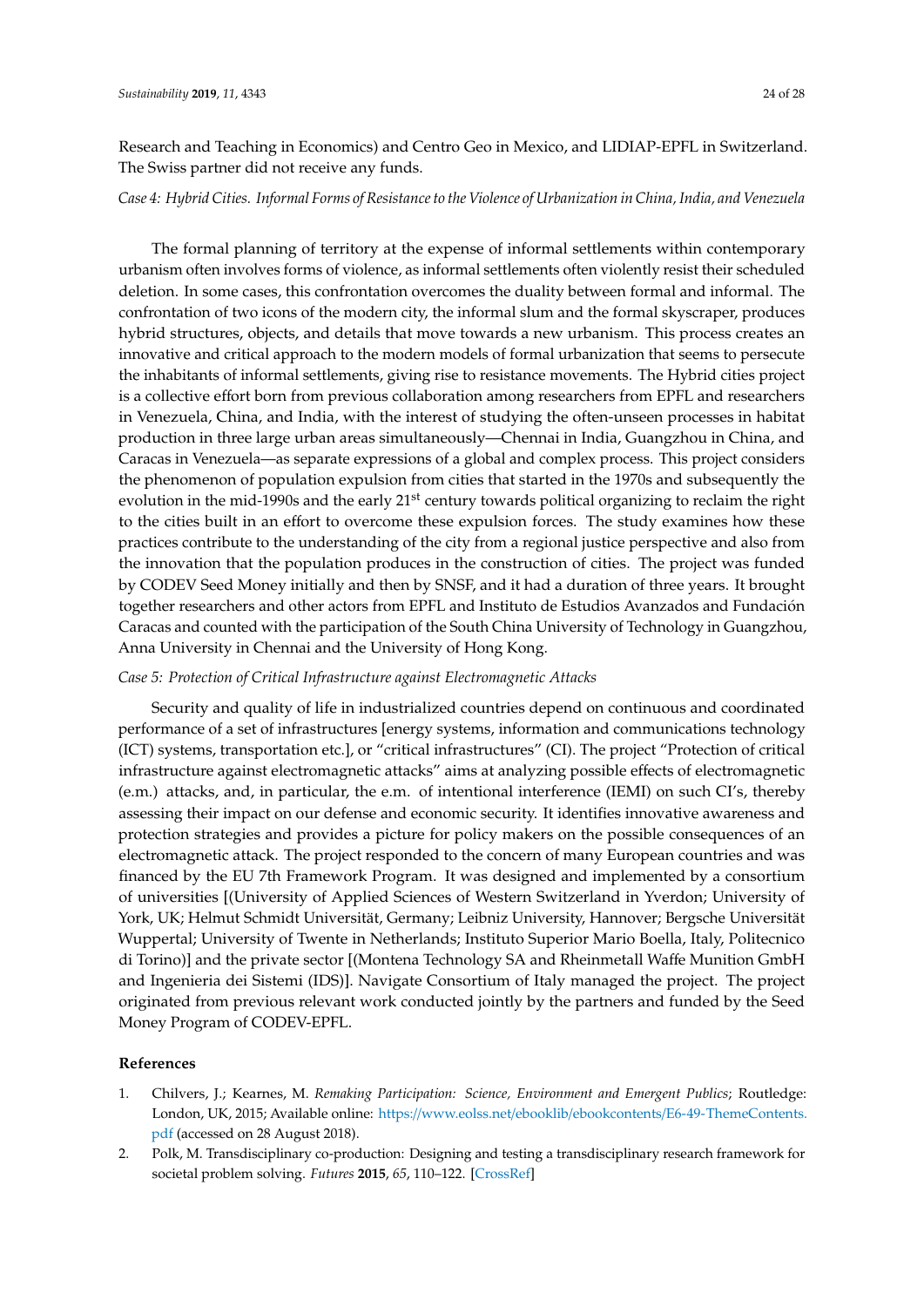Research and Teaching in Economics) and Centro Geo in Mexico, and LIDIAP-EPFL in Switzerland. The Swiss partner did not receive any funds.

*Case 4: Hybrid Cities. Informal Forms of Resistance to the Violence of Urbanization in China, India, and Venezuela*

The formal planning of territory at the expense of informal settlements within contemporary urbanism often involves forms of violence, as informal settlements often violently resist their scheduled deletion. In some cases, this confrontation overcomes the duality between formal and informal. The confrontation of two icons of the modern city, the informal slum and the formal skyscraper, produces hybrid structures, objects, and details that move towards a new urbanism. This process creates an innovative and critical approach to the modern models of formal urbanization that seems to persecute the inhabitants of informal settlements, giving rise to resistance movements. The Hybrid cities project is a collective effort born from previous collaboration among researchers from EPFL and researchers in Venezuela, China, and India, with the interest of studying the often-unseen processes in habitat production in three large urban areas simultaneously—Chennai in India, Guangzhou in China, and Caracas in Venezuela—as separate expressions of a global and complex process. This project considers the phenomenon of population expulsion from cities that started in the 1970s and subsequently the evolution in the mid-1990s and the early 21st century towards political organizing to reclaim the right to the cities built in an effort to overcome these expulsion forces. The study examines how these practices contribute to the understanding of the city from a regional justice perspective and also from the innovation that the population produces in the construction of cities. The project was funded by CODEV Seed Money initially and then by SNSF, and it had a duration of three years. It brought together researchers and other actors from EPFL and Instituto de Estudios Avanzados and Fundación Caracas and counted with the participation of the South China University of Technology in Guangzhou, Anna University in Chennai and the University of Hong Kong.

*Case 5: Protection of Critical Infrastructure against Electromagnetic Attacks*

Security and quality of life in industrialized countries depend on continuous and coordinated performance of a set of infrastructures [energy systems, information and communications technology (ICT) systems, transportation etc.], or "critical infrastructures" (CI). The project "Protection of critical infrastructure against electromagnetic attacks" aims at analyzing possible effects of electromagnetic (e.m.) attacks, and, in particular, the e.m. of intentional interference (IEMI) on such CI's, thereby assessing their impact on our defense and economic security. It identifies innovative awareness and protection strategies and provides a picture for policy makers on the possible consequences of an electromagnetic attack. The project responded to the concern of many European countries and was financed by the EU 7th Framework Program. It was designed and implemented by a consortium of universities [(University of Applied Sciences of Western Switzerland in Yverdon; University of York, UK; Helmut Schmidt Universität, Germany; Leibniz University, Hannover; Bergsche Universität Wuppertal; University of Twente in Netherlands; Instituto Superior Mario Boella, Italy, Politecnico di Torino)] and the private sector [(Montena Technology SA and Rheinmetall Waffe Munition GmbH and Ingenieria dei Sistemi (IDS)]. Navigate Consortium of Italy managed the project. The project originated from previous relevant work conducted jointly by the partners and funded by the Seed Money Program of CODEV-EPFL.

## References

1. Chilvers, J.; Kearnes, M. *Remaking Participation: Science, Environment and Emergent Publics*; Routledge: London, UK, 2015; Available online: https://www.eolss.net/ebooklib/ebookcontents/E6-49-ThemeContents.pdf (accessed on 28 August 2018).
2. Polk, M. Transdisciplinary co-production: Designing and testing a transdisciplinary research framework for societal problem solving. *Futures* **2015**, *65*, 110–122. [CrossRef]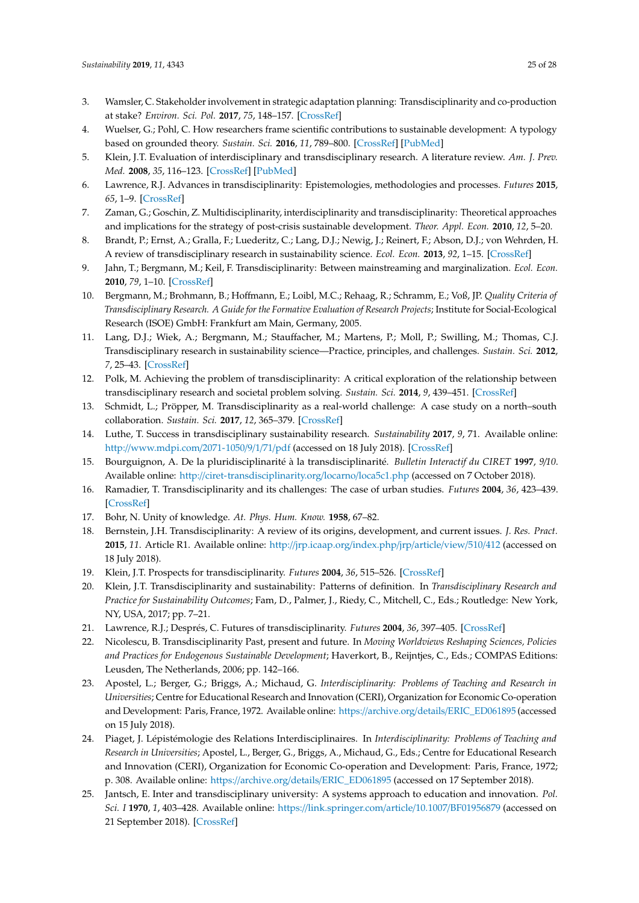3. Wamsler, C. Stakeholder involvement in strategic adaptation planning: Transdisciplinarity and co-production at stake? *Environ. Sci. Pol.* **2017**, *75*, 148–157. [CrossRef]
4. Wuelser, G.; Pohl, C. How researchers frame scientific contributions to sustainable development: A typology based on grounded theory. *Sustain. Sci.* **2016**, *11*, 789–800. [CrossRef] [PubMed]
5. Klein, J.T. Evaluation of interdisciplinary and transdisciplinary research. A literature review. *Am. J. Prev. Med.* **2008**, *35*, 116–123. [CrossRef] [PubMed]
6. Lawrence, R.J. Advances in transdisciplinarity: Epistemologies, methodologies and processes. *Futures* **2015**, *65*, 1–9. [CrossRef]
7. Zaman, G.; Goschin, Z. Multidisciplinarity, interdisciplinarity and transdisciplinarity: Theoretical approaches and implications for the strategy of post-crisis sustainable development. *Theor. Appl. Econ.* **2010**, *12*, 5–20.
8. Brandt, P.; Ernst, A.; Gralla, F.; Luederitz, C.; Lang, D.J.; Newig, J.; Reinert, F.; Abson, D.J.; von Wehrden, H. A review of transdisciplinary research in sustainability science. *Ecol. Econ.* **2013**, *92*, 1–15. [CrossRef]
9. Jahn, T.; Bergmann, M.; Keil, F. Transdisciplinarity: Between mainstreaming and marginalization. *Ecol. Econ.* **2010**, *79*, 1–10. [CrossRef]
10. Bergmann, M.; Brohmann, B.; Hoffmann, E.; Loibl, M.C.; Rehaag, R.; Schramm, E.; Voß, JP. *Quality Criteria of Transdisciplinary Research. A Guide for the Formative Evaluation of Research Projects*; Institute for Social-Ecological Research (ISOE) GmbH: Frankfurt am Main, Germany, 2005.
11. Lang, D.J.; Wiek, A.; Bergmann, M.; Stauffacher, M.; Martens, P.; Moll, P.; Swilling, M.; Thomas, C.J. Transdisciplinary research in sustainability science—Practice, principles, and challenges. *Sustain. Sci.* **2012**, *7*, 25–43. [CrossRef]
12. Polk, M. Achieving the problem of transdisciplinarity: A critical exploration of the relationship between transdisciplinary research and societal problem solving. *Sustain. Sci.* **2014**, *9*, 439–451. [CrossRef]
13. Schmidt, L.; Pröpper, M. Transdisciplinarity as a real-world challenge: A case study on a north–south collaboration. *Sustain. Sci.* **2017**, *12*, 365–379. [CrossRef]
14. Luthe, T. Success in transdisciplinary sustainability research. *Sustainability* **2017**, *9*, 71. Available online: http://www.mdpi.com/2071-1050/9/1/71/pdf (accessed on 18 July 2018). [CrossRef]
15. Bourguignon, A. De la pluridisciplinarité à la transdisciplinarité. *Bulletin Interactif du CIRET* **1997**, *9/10*. Available online: http://ciret-transdisciplinarity.org/locarno/loca5c1.php (accessed on 7 October 2018).
16. Ramadier, T. Transdisciplinarity and its challenges: The case of urban studies. *Futures* **2004**, *36*, 423–439. [CrossRef]
17. Bohr, N. Unity of knowledge. *At. Phys. Hum. Know.* **1958**, 67–82.
18. Bernstein, J.H. Transdisciplinarity: A review of its origins, development, and current issues. *J. Res. Pract.* **2015**, *11*. Article R1. Available online: http://jrp.icaap.org/index.php/jrp/article/view/510/412 (accessed on 18 July 2018).
19. Klein, J.T. Prospects for transdisciplinarity. *Futures* **2004**, *36*, 515–526. [CrossRef]
20. Klein, J.T. Transdisciplinarity and sustainability: Patterns of definition. In *Transdisciplinary Research and Practice for Sustainability Outcomes*; Fam, D., Palmer, J., Riedy, C., Mitchell, C., Eds.; Routledge: New York, NY, USA, 2017; pp. 7–21.
21. Lawrence, R.J.; Després, C. Futures of transdisciplinarity. *Futures* **2004**, *36*, 397–405. [CrossRef]
22. Nicolescu, B. Transdisciplinarity Past, present and future. In *Moving Worldviews Reshaping Sciences, Policies and Practices for Endogenous Sustainable Development*; Haverkort, B., Reijntjes, C., Eds.; COMPAS Editions: Leusden, The Netherlands, 2006; pp. 142–166.
23. Apostel, L.; Berger, G.; Briggs, A.; Michaud, G. *Interdisciplinarity: Problems of Teaching and Research in Universities*; Centre for Educational Research and Innovation (CERI), Organization for Economic Co-operation and Development: Paris, France, 1972. Available online: https://archive.org/details/ERIC_ED061895 (accessed on 15 July 2018).
24. Piaget, J. Lépistémologie des Relations Interdisciplinaires. In *Interdisciplinarity: Problems of Teaching and Research in Universities*; Apostel, L., Berger, G., Briggs, A., Michaud, G., Eds.; Centre for Educational Research and Innovation (CERI), Organization for Economic Co-operation and Development: Paris, France, 1972; p. 308. Available online: https://archive.org/details/ERIC_ED061895 (accessed on 17 September 2018).
25. Jantsch, E. Inter and transdisciplinary university: A systems approach to education and innovation. *Pol. Sci. I* **1970**, *1*, 403–428. Available online: https://link.springer.com/article/10.1007/BF01956879 (accessed on 21 September 2018). [CrossRef]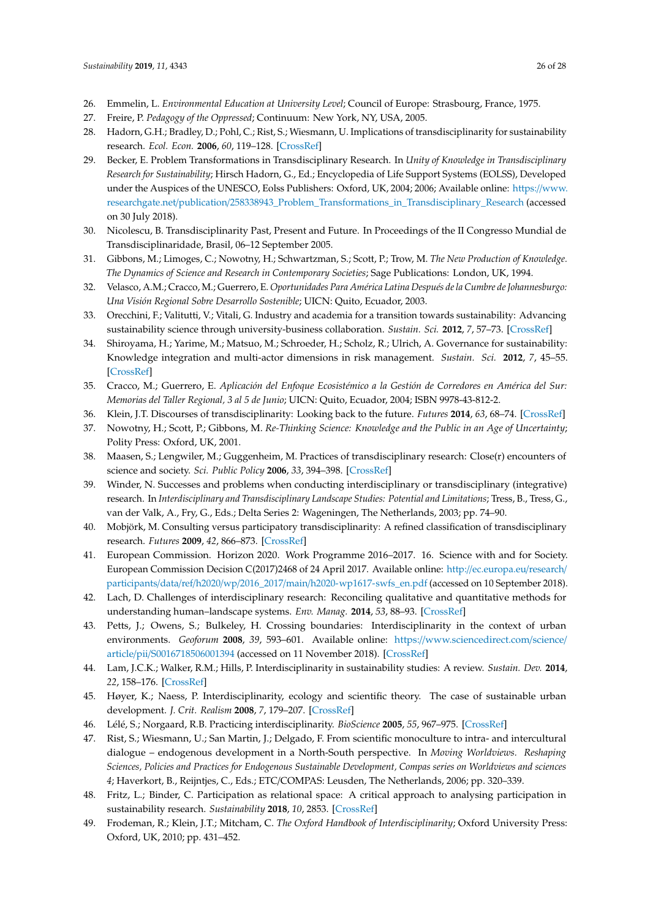26. Emmelin, L. *Environmental Education at University Level*; Council of Europe: Strasbourg, France, 1975.
27. Freire, P. *Pedagogy of the Oppressed*; Continuum: New York, NY, USA, 2005.
28. Hadorn, G.H.; Bradley, D.; Pohl, C.; Rist, S.; Wiesmann, U. Implications of transdisciplinarity for sustainability research. *Ecol. Econ.* **2006**, *60*, 119–128. [CrossRef]
29. Becker, E. Problem Transformations in Transdisciplinary Research. In *Unity of Knowledge in Transdisciplinary Research for Sustainability*; Hirsch Hadorn, G., Ed.; Encyclopedia of Life Support Systems (EOLSS), Developed under the Auspices of the UNESCO, Eolss Publishers: Oxford, UK, 2004; 2006; Available online: https://www.researchgate.net/publication/258338943_Problem_Transformations_in_Transdisciplinary_Research (accessed on 30 July 2018).
30. Nicolescu, B. Transdisciplinarity Past, Present and Future. In Proceedings of the II Congresso Mundial de Transdisciplinaridade, Brasil, 06–12 September 2005.
31. Gibbons, M.; Limoges, C.; Nowotny, H.; Schwartzman, S.; Scott, P.; Trow, M. *The New Production of Knowledge. The Dynamics of Science and Research in Contemporary Societies*; Sage Publications: London, UK, 1994.
32. Velasco, A.M.; Cracco, M.; Guerrero, E. *Oportunidades Para América Latina Después de la Cumbre de Johannesburgo: Una Visión Regional Sobre Desarrollo Sostenible*; UICN: Quito, Ecuador, 2003.
33. Orecchini, F.; Valitutti, V.; Vitali, G. Industry and academia for a transition towards sustainability: Advancing sustainability science through university-business collaboration. *Sustain. Sci.* **2012**, *7*, 57–73. [CrossRef]
34. Shiroyama, H.; Yarime, M.; Matsuo, M.; Schroeder, H.; Scholz, R.; Ulrich, A. Governance for sustainability: Knowledge integration and multi-actor dimensions in risk management. *Sustain. Sci.* **2012**, *7*, 45–55. [CrossRef]
35. Cracco, M.; Guerrero, E. *Aplicación del Enfoque Ecosistémico a la Gestión de Corredores en América del Sur: Memorias del Taller Regional, 3 al 5 de Junio*; UICN: Quito, Ecuador, 2004; ISBN 9978-43-812-2.
36. Klein, J.T. Discourses of transdisciplinarity: Looking back to the future. *Futures* **2014**, *63*, 68–74. [CrossRef]
37. Nowotny, H.; Scott, P.; Gibbons, M. *Re-Thinking Science: Knowledge and the Public in an Age of Uncertainty*; Polity Press: Oxford, UK, 2001.
38. Maasen, S.; Lengwiler, M.; Guggenheim, M. Practices of transdisciplinary research: Close(r) encounters of science and society. *Sci. Public Policy* **2006**, *33*, 394–398. [CrossRef]
39. Winder, N. Successes and problems when conducting interdisciplinary or transdisciplinary (integrative) research. In *Interdisciplinary and Transdisciplinary Landscape Studies: Potential and Limitations*; Tress, B., Tress, G., van der Valk, A., Fry, G., Eds.; Delta Series 2: Wageningen, The Netherlands, 2003; pp. 74–90.
40. Mobjörk, M. Consulting versus participatory transdisciplinarity: A refined classification of transdisciplinary research. *Futures* **2009**, *42*, 866–873. [CrossRef]
41. European Commission. Horizon 2020. Work Programme 2016–2017. 16. Science with and for Society. European Commission Decision C(2017)2468 of 24 April 2017. Available online: http://ec.europa.eu/research/participants/data/ref/h2020/wp/2016_2017/main/h2020-wp1617-swfs_en.pdf (accessed on 10 September 2018).
42. Lach, D. Challenges of interdisciplinary research: Reconciling qualitative and quantitative methods for understanding human–landscape systems. *Env. Manag.* **2014**, *53*, 88–93. [CrossRef]
43. Petts, J.; Owens, S.; Bulkeley, H. Crossing boundaries: Interdisciplinarity in the context of urban environments. *Geoforum* **2008**, *39*, 593–601. Available online: https://www.sciencedirect.com/science/article/pii/S0016718506001394 (accessed on 11 November 2018). [CrossRef]
44. Lam, J.C.K.; Walker, R.M.; Hills, P. Interdisciplinarity in sustainability studies: A review. *Sustain. Dev.* **2014**, *22*, 158–176. [CrossRef]
45. Høyer, K.; Naess, P. Interdisciplinarity, ecology and scientific theory. The case of sustainable urban development. *J. Crit. Realism* **2008**, *7*, 179–207. [CrossRef]
46. Lélé, S.; Norgaard, R.B. Practicing interdisciplinarity. *BioScience* **2005**, *55*, 967–975. [CrossRef]
47. Rist, S.; Wiesmann, U.; San Martin, J.; Delgado, F. From scientific monoculture to intra- and intercultural dialogue – endogenous development in a North-South perspective. In *Moving Worldviews. Reshaping Sciences, Policies and Practices for Endogenous Sustainable Development, Compas series on Worldviews and sciences 4*; Haverkort, B., Reijntjes, C., Eds.; ETC/COMPAS: Leusden, The Netherlands, 2006; pp. 320–339.
48. Fritz, L.; Binder, C. Participation as relational space: A critical approach to analysing participation in sustainability research. *Sustainability* **2018**, *10*, 2853. [CrossRef]
49. Frodeman, R.; Klein, J.T.; Mitcham, C. *The Oxford Handbook of Interdisciplinarity*; Oxford University Press: Oxford, UK, 2010; pp. 431–452.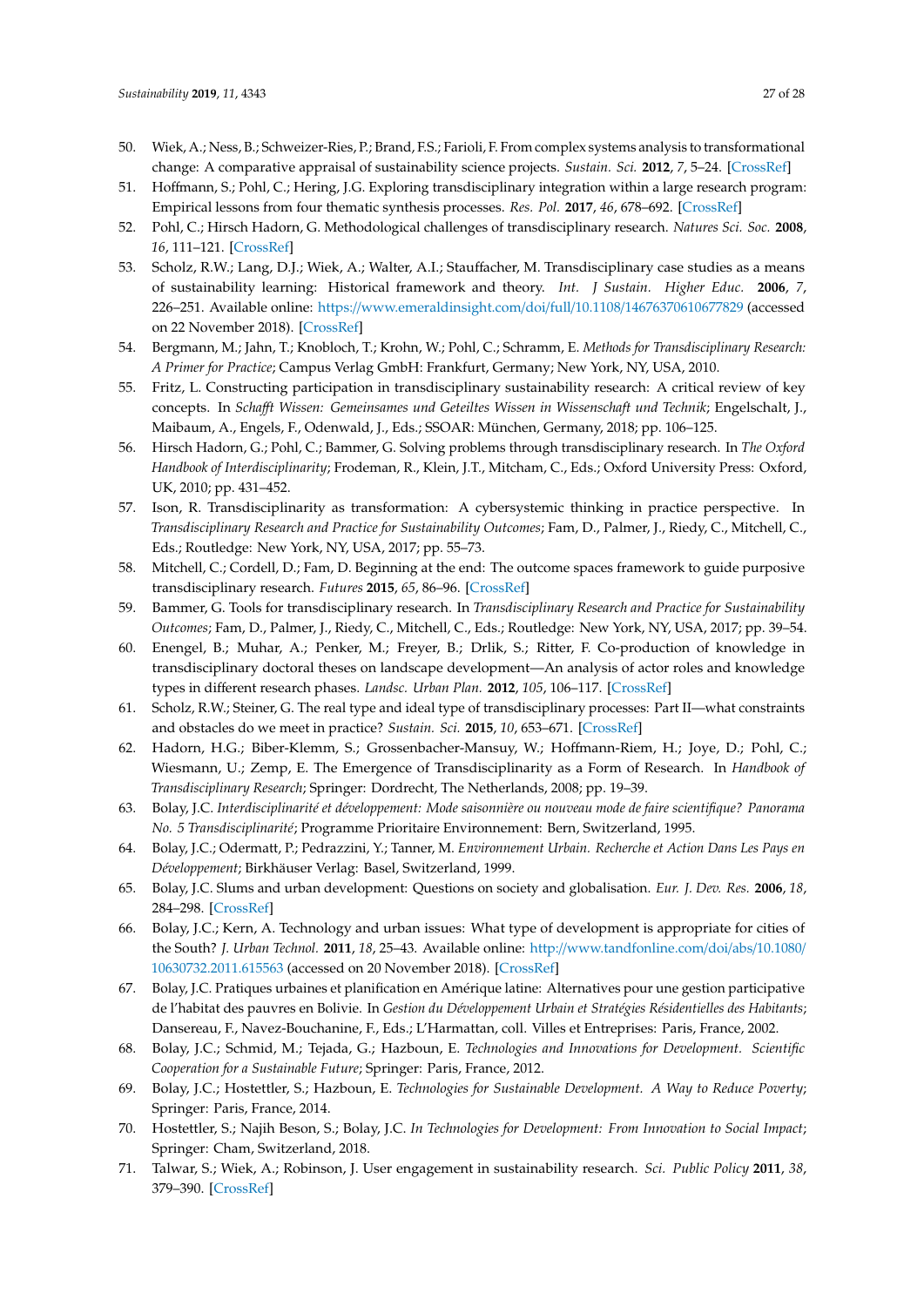50. Wiek, A.; Ness, B.; Schweizer-Ries, P.; Brand, F.S.; Farioli, F. From complex systems analysis to transformational change: A comparative appraisal of sustainability science projects. *Sustain. Sci.* **2012**, *7*, 5–24. [CrossRef]
51. Hoffmann, S.; Pohl, C.; Hering, J.G. Exploring transdisciplinary integration within a large research program: Empirical lessons from four thematic synthesis processes. *Res. Pol.* **2017**, *46*, 678–692. [CrossRef]
52. Pohl, C.; Hirsch Hadorn, G. Methodological challenges of transdisciplinary research. *Natures Sci. Soc.* **2008**, *16*, 111–121. [CrossRef]
53. Scholz, R.W.; Lang, D.J.; Wiek, A.; Walter, A.I.; Stauffacher, M. Transdisciplinary case studies as a means of sustainability learning: Historical framework and theory. *Int. J Sustain. Higher Educ.* **2006**, *7*, 226–251. Available online: https://www.emeraldinsight.com/doi/full/10.1108/14676370610677829 (accessed on 22 November 2018). [CrossRef]
54. Bergmann, M.; Jahn, T.; Knobloch, T.; Krohn, W.; Pohl, C.; Schramm, E. *Methods for Transdisciplinary Research: A Primer for Practice*; Campus Verlag GmbH: Frankfurt, Germany; New York, NY, USA, 2010.
55. Fritz, L. Constructing participation in transdisciplinary sustainability research: A critical review of key concepts. In *Schafft Wissen: Gemeinsames und Geteiltes Wissen in Wissenschaft und Technik*; Engelschalt, J., Maibaum, A., Engels, F., Odenwald, J., Eds.; SSOAR: München, Germany, 2018; pp. 106–125.
56. Hirsch Hadorn, G.; Pohl, C.; Bammer, G. Solving problems through transdisciplinary research. In *The Oxford Handbook of Interdisciplinarity*; Frodeman, R., Klein, J.T., Mitcham, C., Eds.; Oxford University Press: Oxford, UK, 2010; pp. 431–452.
57. Ison, R. Transdisciplinarity as transformation: A cybersystemic thinking in practice perspective. In *Transdisciplinary Research and Practice for Sustainability Outcomes*; Fam, D., Palmer, J., Riedy, C., Mitchell, C., Eds.; Routledge: New York, NY, USA, 2017; pp. 55–73.
58. Mitchell, C.; Cordell, D.; Fam, D. Beginning at the end: The outcome spaces framework to guide purposive transdisciplinary research. *Futures* **2015**, *65*, 86–96. [CrossRef]
59. Bammer, G. Tools for transdisciplinary research. In *Transdisciplinary Research and Practice for Sustainability Outcomes*; Fam, D., Palmer, J., Riedy, C., Mitchell, C., Eds.; Routledge: New York, NY, USA, 2017; pp. 39–54.
60. Enengel, B.; Muhar, A.; Penker, M.; Freyer, B.; Drlik, S.; Ritter, F. Co-production of knowledge in transdisciplinary doctoral theses on landscape development—An analysis of actor roles and knowledge types in different research phases. *Landsc. Urban Plan.* **2012**, *105*, 106–117. [CrossRef]
61. Scholz, R.W.; Steiner, G. The real type and ideal type of transdisciplinary processes: Part II—what constraints and obstacles do we meet in practice? *Sustain. Sci.* **2015**, *10*, 653–671. [CrossRef]
62. Hadorn, H.G.; Biber-Klemm, S.; Grossenbacher-Mansuy, W.; Hoffmann-Riem, H.; Joye, D.; Pohl, C.; Wiesmann, U.; Zemp, E. The Emergence of Transdisciplinarity as a Form of Research. In *Handbook of Transdisciplinary Research*; Springer: Dordrecht, The Netherlands, 2008; pp. 19–39.
63. Bolay, J.C. *Interdisciplinarité et développement: Mode saisonnière ou nouveau mode de faire scientifique? Panorama No. 5 Transdisciplinarité*; Programme Prioritaire Environnement: Bern, Switzerland, 1995.
64. Bolay, J.C.; Odermatt, P.; Pedrazzini, Y.; Tanner, M. *Environnement Urbain. Recherche et Action Dans Les Pays en Développement*; Birkhäuser Verlag: Basel, Switzerland, 1999.
65. Bolay, J.C. Slums and urban development: Questions on society and globalisation. *Eur. J. Dev. Res.* **2006**, *18*, 284–298. [CrossRef]
66. Bolay, J.C.; Kern, A. Technology and urban issues: What type of development is appropriate for cities of the South? *J. Urban Technol.* **2011**, *18*, 25–43. Available online: http://www.tandfonline.com/doi/abs/10.1080/10630732.2011.615563 (accessed on 20 November 2018). [CrossRef]
67. Bolay, J.C. Pratiques urbaines et planification en Amérique latine: Alternatives pour une gestion participative de l'habitat des pauvres en Bolivie. In *Gestion du Développement Urbain et Stratégies Résidentielles des Habitants*; Dansereau, F., Navez-Bouchanine, F., Eds.; L'Harmattan, coll. Villes et Entreprises: Paris, France, 2002.
68. Bolay, J.C.; Schmid, M.; Tejada, G.; Hazboun, E. *Technologies and Innovations for Development. Scientific Cooperation for a Sustainable Future*; Springer: Paris, France, 2012.
69. Bolay, J.C.; Hostettler, S.; Hazboun, E. *Technologies for Sustainable Development. A Way to Reduce Poverty*; Springer: Paris, France, 2014.
70. Hostettler, S.; Najih Beson, S.; Bolay, J.C. *In Technologies for Development: From Innovation to Social Impact*; Springer: Cham, Switzerland, 2018.
71. Talwar, S.; Wiek, A.; Robinson, J. User engagement in sustainability research. *Sci. Public Policy* **2011**, *38*, 379–390. [CrossRef]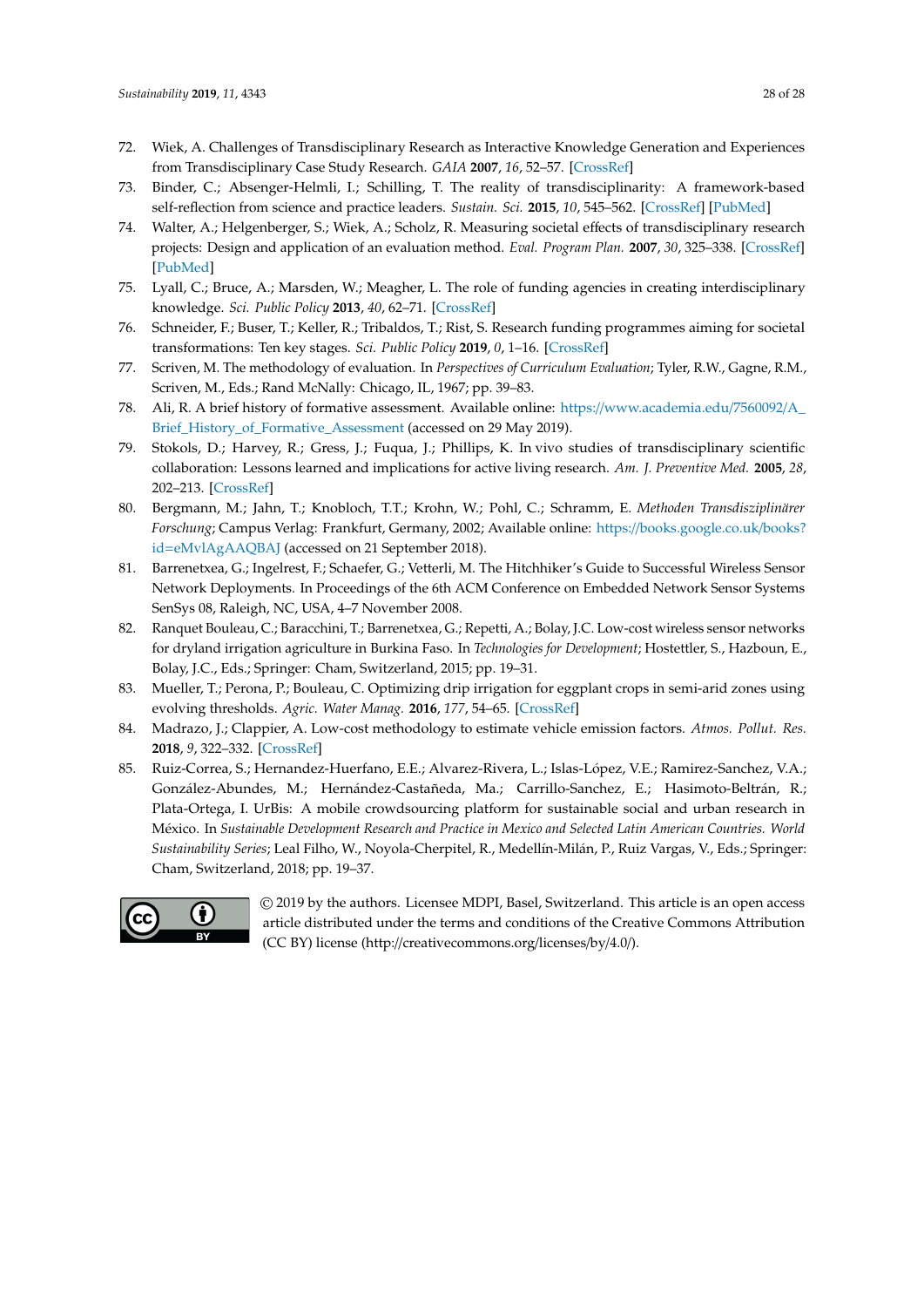72. Wiek, A. Challenges of Transdisciplinary Research as Interactive Knowledge Generation and Experiences from Transdisciplinary Case Study Research. *GAIA* **2007**, *16*, 52–57. [CrossRef]
73. Binder, C.; Absenger-Helmli, I.; Schilling, T. The reality of transdisciplinarity: A framework-based self-reflection from science and practice leaders. *Sustain. Sci.* **2015**, *10*, 545–562. [CrossRef] [PubMed]
74. Walter, A.; Helgenberger, S.; Wiek, A.; Scholz, R. Measuring societal effects of transdisciplinary research projects: Design and application of an evaluation method. *Eval. Program Plan.* **2007**, *30*, 325–338. [CrossRef] [PubMed]
75. Lyall, C.; Bruce, A.; Marsden, W.; Meagher, L. The role of funding agencies in creating interdisciplinary knowledge. *Sci. Public Policy* **2013**, *40*, 62–71. [CrossRef]
76. Schneider, F.; Buser, T.; Keller, R.; Tribaldos, T.; Rist, S. Research funding programmes aiming for societal transformations: Ten key stages. *Sci. Public Policy* **2019**, *0*, 1–16. [CrossRef]
77. Scriven, M. The methodology of evaluation. In *Perspectives of Curriculum Evaluation*; Tyler, R.W., Gagne, R.M., Scriven, M., Eds.; Rand McNally: Chicago, IL, 1967; pp. 39–83.
78. Ali, R. A brief history of formative assessment. Available online: https://www.academia.edu/7560092/A_Brief_History_of_Formative_Assessment (accessed on 29 May 2019).
79. Stokols, D.; Harvey, R.; Gress, J.; Fuqua, J.; Phillips, K. In vivo studies of transdisciplinary scientific collaboration: Lessons learned and implications for active living research. *Am. J. Preventive Med.* **2005**, *28*, 202–213. [CrossRef]
80. Bergmann, M.; Jahn, T.; Knobloch, T.T.; Krohn, W.; Pohl, C.; Schramm, E. *Methoden Transdisziplinärer Forschung*; Campus Verlag: Frankfurt, Germany, 2002; Available online: https://books.google.co.uk/books?id=eMvlAgAAQBAJ (accessed on 21 September 2018).
81. Barrenetxea, G.; Ingelrest, F.; Schaefer, G.; Vetterli, M. The Hitchhiker's Guide to Successful Wireless Sensor Network Deployments. In Proceedings of the 6th ACM Conference on Embedded Network Sensor Systems SenSys 08, Raleigh, NC, USA, 4–7 November 2008.
82. Ranquet Bouleau, C.; Baracchini, T.; Barrenetxea, G.; Repetti, A.; Bolay, J.C. Low-cost wireless sensor networks for dryland irrigation agriculture in Burkina Faso. In *Technologies for Development*; Hostettler, S., Hazboun, E., Bolay, J.C., Eds.; Springer: Cham, Switzerland, 2015; pp. 19–31.
83. Mueller, T.; Perona, P.; Bouleau, C. Optimizing drip irrigation for eggplant crops in semi-arid zones using evolving thresholds. *Agric. Water Manag.* **2016**, *177*, 54–65. [CrossRef]
84. Madrazo, J.; Clappier, A. Low-cost methodology to estimate vehicle emission factors. *Atmos. Pollut. Res.* **2018**, *9*, 322–332. [CrossRef]
85. Ruiz-Correa, S.; Hernandez-Huerfano, E.E.; Alvarez-Rivera, L.; Islas-López, V.E.; Ramirez-Sanchez, V.A.; González-Abundes, M.; Hernández-Castañeda, Ma.; Carrillo-Sanchez, E.; Hasimoto-Beltrán, R.; Plata-Ortega, I. UrBis: A mobile crowdsourcing platform for sustainable social and urban research in México. In *Sustainable Development Research and Practice in Mexico and Selected Latin American Countries. World Sustainability Series*; Leal Filho, W., Noyola-Cherpitel, R., Medellín-Milán, P., Ruiz Vargas, V., Eds.; Springer: Cham, Switzerland, 2018; pp. 19–37.

© 2019 by the authors. Licensee MDPI, Basel, Switzerland. This article is an open access article distributed under the terms and conditions of the Creative Commons Attribution (CC BY) license (http://creativecommons.org/licenses/by/4.0/).